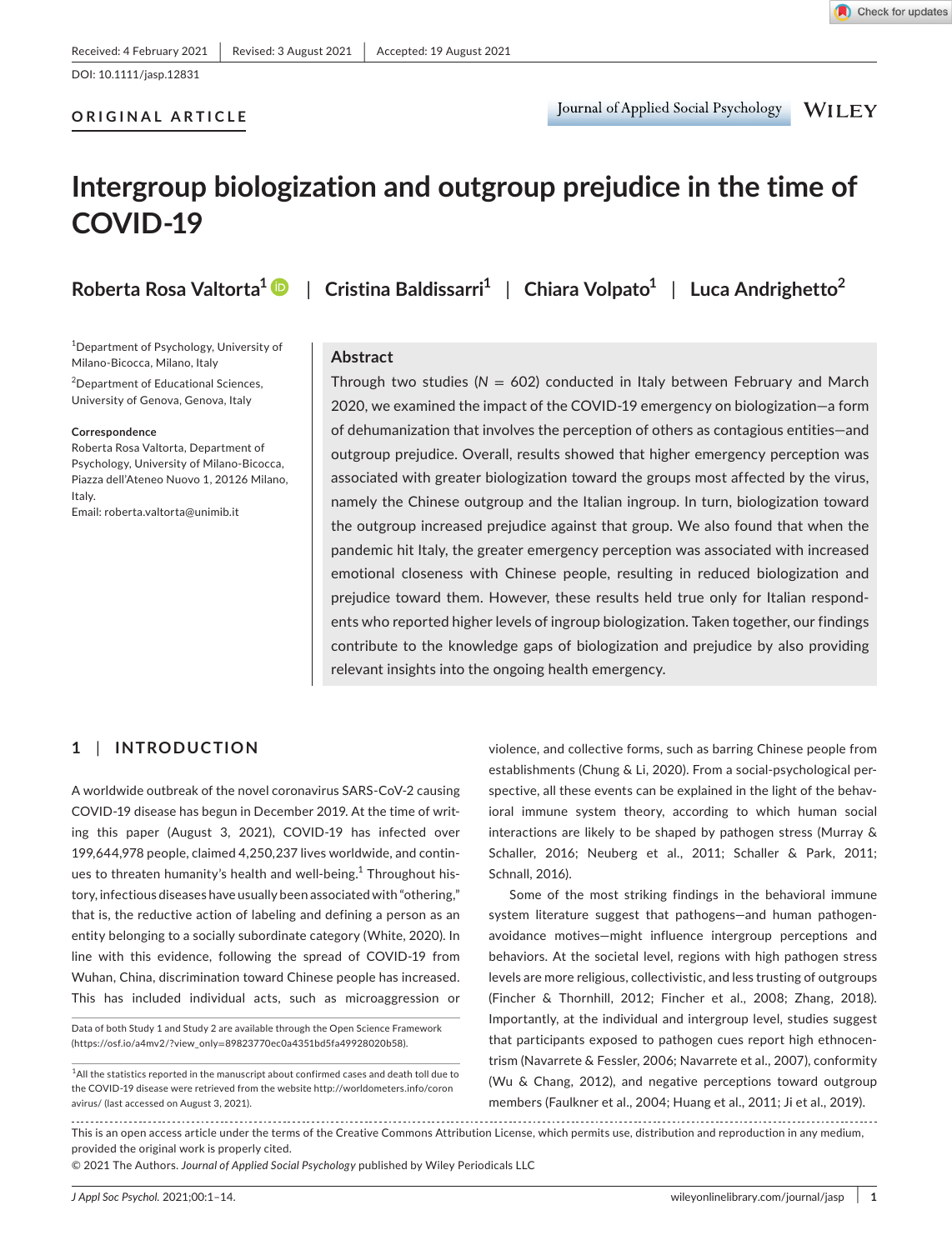Received: 4 February 2021 | Revised: 3 August 2021 | Accepted: 19 August 2021

DOI: 10.1111/jasp.12831

**ORIGINAL ARTICLE**

# Intergroup biologization and outgroup prejudice in the time of COVID-19

**Roberta Rosa Valtorta**[1] | **Cristina Baldissarri**[1] | **Chiara Volpato**[1] | **Luca Andrighetto**[2]

[1]Department of Psychology, University of Milano-Bicocca, Milano, Italy

[2]Department of Educational Sciences, University of Genova, Genova, Italy

**Correspondence**
Roberta Rosa Valtorta, Department of Psychology, University of Milano-Bicocca, Piazza dell'Ateneo Nuovo 1, 20126 Milano, Italy.
Email: roberta.valtorta@unimib.it

## Abstract

Through two studies ($N = 602$) conducted in Italy between February and March 2020, we examined the impact of the COVID-19 emergency on biologization—a form of dehumanization that involves the perception of others as contagious entities—and outgroup prejudice. Overall, results showed that higher emergency perception was associated with greater biologization toward the groups most affected by the virus, namely the Chinese outgroup and the Italian ingroup. In turn, biologization toward the outgroup increased prejudice against that group. We also found that when the pandemic hit Italy, the greater emergency perception was associated with increased emotional closeness with Chinese people, resulting in reduced biologization and prejudice toward them. However, these results held true only for Italian respondents who reported higher levels of ingroup biologization. Taken together, our findings contribute to the knowledge gaps of biologization and prejudice by also providing relevant insights into the ongoing health emergency.

## 1 | INTRODUCTION

A worldwide outbreak of the novel coronavirus SARS-CoV-2 causing COVID-19 disease has begun in December 2019. At the time of writing this paper (August 3, 2021), COVID-19 has infected over 199,644,978 people, claimed 4,250,237 lives worldwide, and continues to threaten humanity's health and well-being.[1] Throughout history, infectious diseases have usually been associated with "othering," that is, the reductive action of labeling and defining a person as an entity belonging to a socially subordinate category (White, 2020). In line with this evidence, following the spread of COVID-19 from Wuhan, China, discrimination toward Chinese people has increased. This has included individual acts, such as microaggression or violence, and collective forms, such as barring Chinese people from establishments (Chung & Li, 2020). From a social-psychological perspective, all these events can be explained in the light of the behavioral immune system theory, according to which human social interactions are likely to be shaped by pathogen stress (Murray & Schaller, 2016; Neuberg et al., 2011; Schaller & Park, 2011; Schnall, 2016).

Some of the most striking findings in the behavioral immune system literature suggest that pathogens—and human pathogen-avoidance motives—might influence intergroup perceptions and behaviors. At the societal level, regions with high pathogen stress levels are more religious, collectivistic, and less trusting of outgroups (Fincher & Thornhill, 2012; Fincher et al., 2008; Zhang, 2018). Importantly, at the individual and intergroup level, studies suggest that participants exposed to pathogen cues report high ethnocentrism (Navarrete & Fessler, 2006; Navarrete et al., 2007), conformity (Wu & Chang, 2012), and negative perceptions toward outgroup members (Faulkner et al., 2004; Huang et al., 2011; Ji et al., 2019).

Data of both Study 1 and Study 2 are available through the Open Science Framework (https://osf.io/a4mv2/?view_only=89823770ec0a4351bd5fa49928020b58).

[1]All the statistics reported in the manuscript about confirmed cases and death toll due to the COVID-19 disease were retrieved from the website http://worldometers.info/coronavirus/ (last accessed on August 3, 2021).

This is an open access article under the terms of the Creative Commons Attribution License, which permits use, distribution and reproduction in any medium, provided the original work is properly cited.
© 2021 The Authors. *Journal of Applied Social Psychology* published by Wiley Periodicals LLC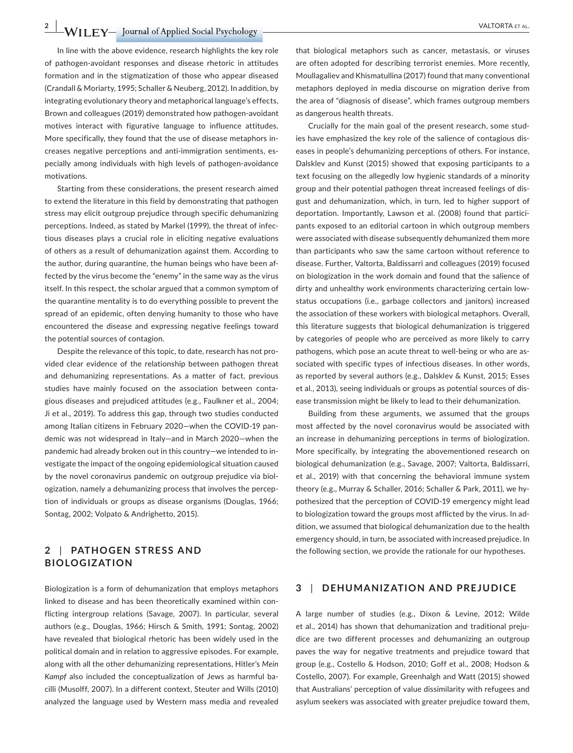In line with the above evidence, research highlights the key role of pathogen-avoidant responses and disease rhetoric in attitudes formation and in the stigmatization of those who appear diseased (Crandall & Moriarty, 1995; Schaller & Neuberg, 2012). In addition, by integrating evolutionary theory and metaphorical language's effects, Brown and colleagues (2019) demonstrated how pathogen-avoidant motives interact with figurative language to influence attitudes. More specifically, they found that the use of disease metaphors increases negative perceptions and anti-immigration sentiments, especially among individuals with high levels of pathogen-avoidance motivations.

Starting from these considerations, the present research aimed to extend the literature in this field by demonstrating that pathogen stress may elicit outgroup prejudice through specific dehumanizing perceptions. Indeed, as stated by Markel (1999), the threat of infectious diseases plays a crucial role in eliciting negative evaluations of others as a result of dehumanization against them. According to the author, during quarantine, the human beings who have been affected by the virus become the "enemy" in the same way as the virus itself. In this respect, the scholar argued that a common symptom of the quarantine mentality is to do everything possible to prevent the spread of an epidemic, often denying humanity to those who have encountered the disease and expressing negative feelings toward the potential sources of contagion.

Despite the relevance of this topic, to date, research has not provided clear evidence of the relationship between pathogen threat and dehumanizing representations. As a matter of fact, previous studies have mainly focused on the association between contagious diseases and prejudiced attitudes (e.g., Faulkner et al., 2004; Ji et al., 2019). To address this gap, through two studies conducted among Italian citizens in February 2020—when the COVID-19 pandemic was not widespread in Italy—and in March 2020—when the pandemic had already broken out in this country—we intended to investigate the impact of the ongoing epidemiological situation caused by the novel coronavirus pandemic on outgroup prejudice via biologization, namely a dehumanizing process that involves the perception of individuals or groups as disease organisms (Douglas, 1966; Sontag, 2002; Volpato & Andrighetto, 2015).

## 2 | PATHOGEN STRESS AND BIOLOGIZATION

Biologization is a form of dehumanization that employs metaphors linked to disease and has been theoretically examined within conflicting intergroup relations (Savage, 2007). In particular, several authors (e.g., Douglas, 1966; Hirsch & Smith, 1991; Sontag, 2002) have revealed that biological rhetoric has been widely used in the political domain and in relation to aggressive episodes. For example, along with all the other dehumanizing representations, Hitler's *Mein Kampf* also included the conceptualization of Jews as harmful bacilli (Musolff, 2007). In a different context, Steuter and Wills (2010) analyzed the language used by Western mass media and revealed that biological metaphors such as cancer, metastasis, or viruses are often adopted for describing terrorist enemies. More recently, Moullagaliev and Khismatullina (2017) found that many conventional metaphors deployed in media discourse on migration derive from the area of "diagnosis of disease", which frames outgroup members as dangerous health threats.

Crucially for the main goal of the present research, some studies have emphasized the key role of the salience of contagious diseases in people's dehumanizing perceptions of others. For instance, Dalsklev and Kunst (2015) showed that exposing participants to a text focusing on the allegedly low hygienic standards of a minority group and their potential pathogen threat increased feelings of disgust and dehumanization, which, in turn, led to higher support of deportation. Importantly, Lawson et al. (2008) found that participants exposed to an editorial cartoon in which outgroup members were associated with disease subsequently dehumanized them more than participants who saw the same cartoon without reference to disease. Further, Valtorta, Baldissarri and colleagues (2019) focused on biologization in the work domain and found that the salience of dirty and unhealthy work environments characterizing certain low-status occupations (i.e., garbage collectors and janitors) increased the association of these workers with biological metaphors. Overall, this literature suggests that biological dehumanization is triggered by categories of people who are perceived as more likely to carry pathogens, which pose an acute threat to well-being or who are associated with specific types of infectious diseases. In other words, as reported by several authors (e.g., Dalsklev & Kunst, 2015; Esses et al., 2013), seeing individuals or groups as potential sources of disease transmission might be likely to lead to their dehumanization.

Building from these arguments, we assumed that the groups most affected by the novel coronavirus would be associated with an increase in dehumanizing perceptions in terms of biologization. More specifically, by integrating the abovementioned research on biological dehumanization (e.g., Savage, 2007; Valtorta, Baldissarri, et al., 2019) with that concerning the behavioral immune system theory (e.g., Murray & Schaller, 2016; Schaller & Park, 2011), we hypothesized that the perception of COVID-19 emergency might lead to biologization toward the groups most afflicted by the virus. In addition, we assumed that biological dehumanization due to the health emergency should, in turn, be associated with increased prejudice. In the following section, we provide the rationale for our hypotheses.

## 3 | DEHUMANIZATION AND PREJUDICE

A large number of studies (e.g., Dixon & Levine, 2012; Wilde et al., 2014) has shown that dehumanization and traditional prejudice are two different processes and dehumanizing an outgroup paves the way for negative treatments and prejudice toward that group (e.g., Costello & Hodson, 2010; Goff et al., 2008; Hodson & Costello, 2007). For example, Greenhalgh and Watt (2015) showed that Australians' perception of value dissimilarity with refugees and asylum seekers was associated with greater prejudice toward them,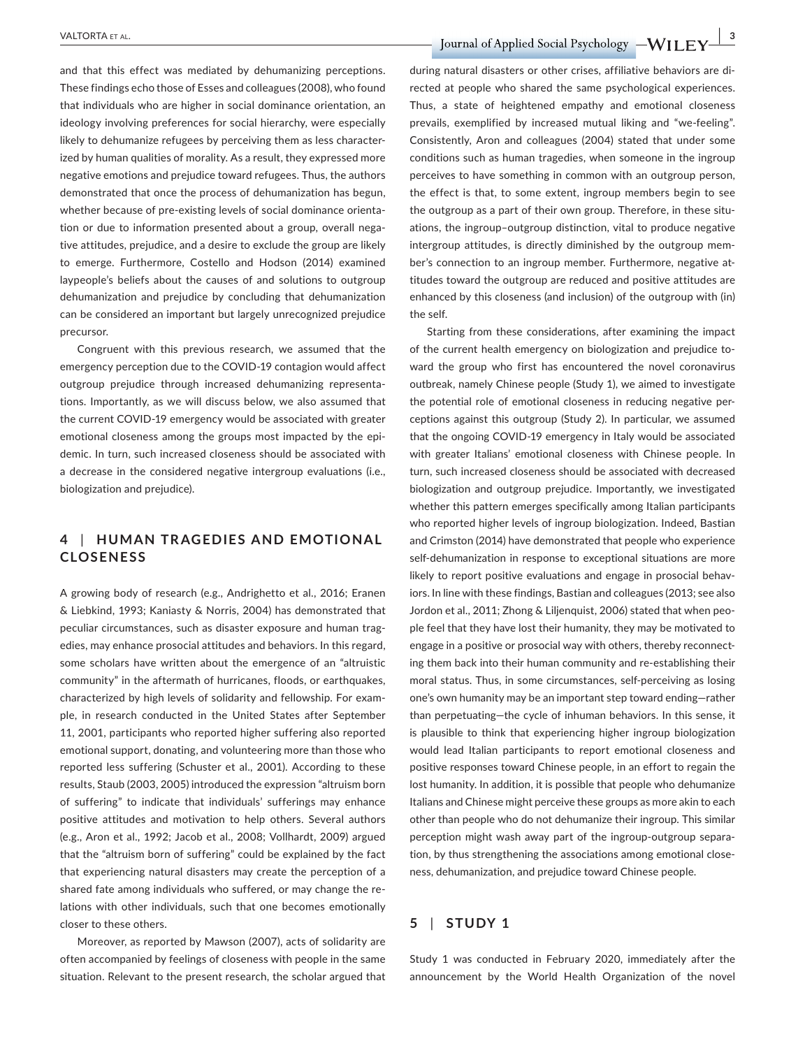and that this effect was mediated by dehumanizing perceptions. These findings echo those of Esses and colleagues (2008), who found that individuals who are higher in social dominance orientation, an ideology involving preferences for social hierarchy, were especially likely to dehumanize refugees by perceiving them as less characterized by human qualities of morality. As a result, they expressed more negative emotions and prejudice toward refugees. Thus, the authors demonstrated that once the process of dehumanization has begun, whether because of pre-existing levels of social dominance orientation or due to information presented about a group, overall negative attitudes, prejudice, and a desire to exclude the group are likely to emerge. Furthermore, Costello and Hodson (2014) examined laypeople's beliefs about the causes of and solutions to outgroup dehumanization and prejudice by concluding that dehumanization can be considered an important but largely unrecognized prejudice precursor.

Congruent with this previous research, we assumed that the emergency perception due to the COVID-19 contagion would affect outgroup prejudice through increased dehumanizing representations. Importantly, as we will discuss below, we also assumed that the current COVID-19 emergency would be associated with greater emotional closeness among the groups most impacted by the epidemic. In turn, such increased closeness should be associated with a decrease in the considered negative intergroup evaluations (i.e., biologization and prejudice).

## 4 | HUMAN TRAGEDIES AND EMOTIONAL CLOSENESS

A growing body of research (e.g., Andrighetto et al., 2016; Eranen & Liebkind, 1993; Kaniasty & Norris, 2004) has demonstrated that peculiar circumstances, such as disaster exposure and human tragedies, may enhance prosocial attitudes and behaviors. In this regard, some scholars have written about the emergence of an "altruistic community" in the aftermath of hurricanes, floods, or earthquakes, characterized by high levels of solidarity and fellowship. For example, in research conducted in the United States after September 11, 2001, participants who reported higher suffering also reported emotional support, donating, and volunteering more than those who reported less suffering (Schuster et al., 2001). According to these results, Staub (2003, 2005) introduced the expression "altruism born of suffering" to indicate that individuals' sufferings may enhance positive attitudes and motivation to help others. Several authors (e.g., Aron et al., 1992; Jacob et al., 2008; Vollhardt, 2009) argued that the "altruism born of suffering" could be explained by the fact that experiencing natural disasters may create the perception of a shared fate among individuals who suffered, or may change the relations with other individuals, such that one becomes emotionally closer to these others.

Moreover, as reported by Mawson (2007), acts of solidarity are often accompanied by feelings of closeness with people in the same situation. Relevant to the present research, the scholar argued that during natural disasters or other crises, affiliative behaviors are directed at people who shared the same psychological experiences. Thus, a state of heightened empathy and emotional closeness prevails, exemplified by increased mutual liking and "we-feeling". Consistently, Aron and colleagues (2004) stated that under some conditions such as human tragedies, when someone in the ingroup perceives to have something in common with an outgroup person, the effect is that, to some extent, ingroup members begin to see the outgroup as a part of their own group. Therefore, in these situations, the ingroup–outgroup distinction, vital to produce negative intergroup attitudes, is directly diminished by the outgroup member's connection to an ingroup member. Furthermore, negative attitudes toward the outgroup are reduced and positive attitudes are enhanced by this closeness (and inclusion) of the outgroup with (in) the self.

Starting from these considerations, after examining the impact of the current health emergency on biologization and prejudice toward the group who first has encountered the novel coronavirus outbreak, namely Chinese people (Study 1), we aimed to investigate the potential role of emotional closeness in reducing negative perceptions against this outgroup (Study 2). In particular, we assumed that the ongoing COVID-19 emergency in Italy would be associated with greater Italians' emotional closeness with Chinese people. In turn, such increased closeness should be associated with decreased biologization and outgroup prejudice. Importantly, we investigated whether this pattern emerges specifically among Italian participants who reported higher levels of ingroup biologization. Indeed, Bastian and Crimston (2014) have demonstrated that people who experience self-dehumanization in response to exceptional situations are more likely to report positive evaluations and engage in prosocial behaviors. In line with these findings, Bastian and colleagues (2013; see also Jordon et al., 2011; Zhong & Liljenquist, 2006) stated that when people feel that they have lost their humanity, they may be motivated to engage in a positive or prosocial way with others, thereby reconnecting them back into their human community and re-establishing their moral status. Thus, in some circumstances, self-perceiving as losing one's own humanity may be an important step toward ending—rather than perpetuating—the cycle of inhuman behaviors. In this sense, it is plausible to think that experiencing higher ingroup biologization would lead Italian participants to report emotional closeness and positive responses toward Chinese people, in an effort to regain the lost humanity. In addition, it is possible that people who dehumanize Italians and Chinese might perceive these groups as more akin to each other than people who do not dehumanize their ingroup. This similar perception might wash away part of the ingroup-outgroup separation, by thus strengthening the associations among emotional closeness, dehumanization, and prejudice toward Chinese people.

## 5 | STUDY 1

Study 1 was conducted in February 2020, immediately after the announcement by the World Health Organization of the novel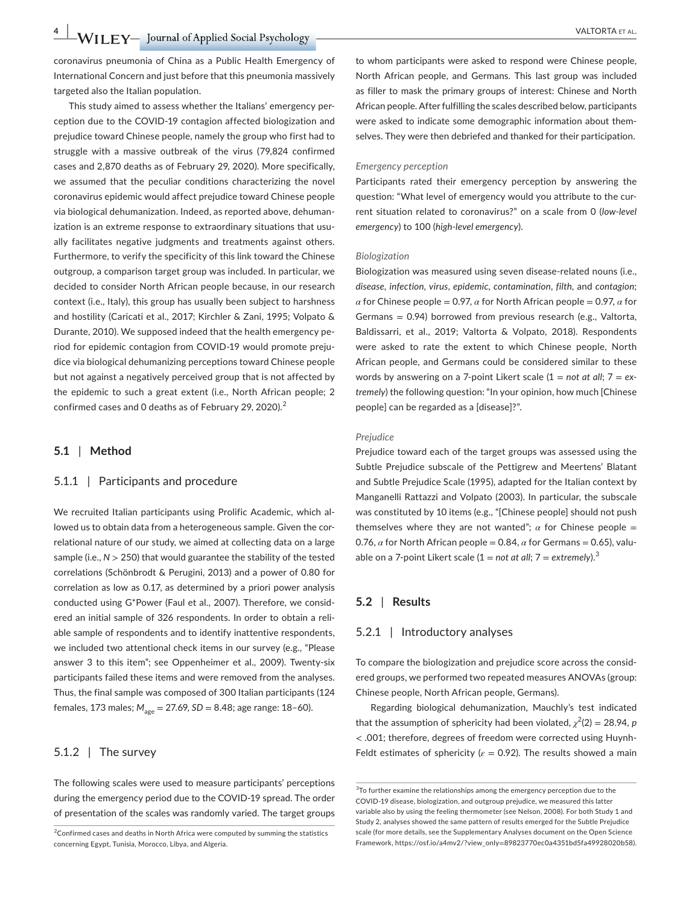coronavirus pneumonia of China as a Public Health Emergency of International Concern and just before that this pneumonia massively targeted also the Italian population.

This study aimed to assess whether the Italians' emergency perception due to the COVID-19 contagion affected biologization and prejudice toward Chinese people, namely the group who first had to struggle with a massive outbreak of the virus (79,824 confirmed cases and 2,870 deaths as of February 29, 2020). More specifically, we assumed that the peculiar conditions characterizing the novel coronavirus epidemic would affect prejudice toward Chinese people via biological dehumanization. Indeed, as reported above, dehumanization is an extreme response to extraordinary situations that usually facilitates negative judgments and treatments against others. Furthermore, to verify the specificity of this link toward the Chinese outgroup, a comparison target group was included. In particular, we decided to consider North African people because, in our research context (i.e., Italy), this group has usually been subject to harshness and hostility (Caricati et al., 2017; Kirchler & Zani, 1995; Volpato & Durante, 2010). We supposed indeed that the health emergency period for epidemic contagion from COVID-19 would promote prejudice via biological dehumanizing perceptions toward Chinese people but not against a negatively perceived group that is not affected by the epidemic to such a great extent (i.e., North African people; 2 confirmed cases and 0 deaths as of February 29, 2020).[2]

## 5.1 | Method

### 5.1.1 | Participants and procedure

We recruited Italian participants using Prolific Academic, which allowed us to obtain data from a heterogeneous sample. Given the correlational nature of our study, we aimed at collecting data on a large sample (i.e., $N > 250$) that would guarantee the stability of the tested correlations (Schönbrodt & Perugini, 2013) and a power of 0.80 for correlation as low as 0.17, as determined by a priori power analysis conducted using G*Power (Faul et al., 2007). Therefore, we considered an initial sample of 326 respondents. In order to obtain a reliable sample of respondents and to identify inattentive respondents, we included two attentional check items in our survey (e.g., "Please answer 3 to this item"; see Oppenheimer et al., 2009). Twenty-six participants failed these items and were removed from the analyses. Thus, the final sample was composed of 300 Italian participants (124 females, 173 males; $M_{age} = 27.69$, $SD = 8.48$; age range: 18–60).

### 5.1.2 | The survey

The following scales were used to measure participants' perceptions during the emergency period due to the COVID-19 spread. The order of presentation of the scales was randomly varied. The target groups to whom participants were asked to respond were Chinese people, North African people, and Germans. This last group was included as filler to mask the primary groups of interest: Chinese and North African people. After fulfilling the scales described below, participants were asked to indicate some demographic information about themselves. They were then debriefed and thanked for their participation.

*Emergency perception*

Participants rated their emergency perception by answering the question: "What level of emergency would you attribute to the current situation related to coronavirus?" on a scale from 0 (*low-level emergency*) to 100 (*high-level emergency*).

*Biologization*

Biologization was measured using seven disease-related nouns (i.e., *disease*, *infection*, *virus*, *epidemic*, *contamination*, *filth*, and *contagion*; $\alpha$ for Chinese people = 0.97, $\alpha$ for North African people = 0.97, $\alpha$ for Germans = 0.94) borrowed from previous research (e.g., Valtorta, Baldissarri, et al., 2019; Valtorta & Volpato, 2018). Respondents were asked to rate the extent to which Chinese people, North African people, and Germans could be considered similar to these words by answering on a 7-point Likert scale (1 = *not at all*; 7 = *extremely*) the following question: "In your opinion, how much [Chinese people] can be regarded as a [disease]?".

*Prejudice*

Prejudice toward each of the target groups was assessed using the Subtle Prejudice subscale of the Pettigrew and Meertens' Blatant and Subtle Prejudice Scale (1995), adapted for the Italian context by Manganelli Rattazzi and Volpato (2003). In particular, the subscale was constituted by 10 items (e.g., "[Chinese people] should not push themselves where they are not wanted"; $\alpha$ for Chinese people = 0.76, $\alpha$ for North African people = 0.84, $\alpha$ for Germans = 0.65), valuable on a 7-point Likert scale (1 = *not at all*; 7 = *extremely*).[3]

## 5.2 | Results

### 5.2.1 | Introductory analyses

To compare the biologization and prejudice score across the considered groups, we performed two repeated measures ANOVAs (group: Chinese people, North African people, Germans).

Regarding biological dehumanization, Mauchly's test indicated that the assumption of sphericity had been violated, $\chi^2(2) = 28.94$, $p < .001$; therefore, degrees of freedom were corrected using Huynh-Feldt estimates of sphericity ($\varepsilon = 0.92$). The results showed a main

---

[2]Confirmed cases and deaths in North Africa were computed by summing the statistics concerning Egypt, Tunisia, Morocco, Libya, and Algeria.

[3]To further examine the relationships among the emergency perception due to the COVID-19 disease, biologization, and outgroup prejudice, we measured this latter variable also by using the feeling thermometer (see Nelson, 2008). For both Study 1 and Study 2, analyses showed the same pattern of results emerged for the Subtle Prejudice scale (for more details, see the Supplementary Analyses document on the Open Science Framework, https://osf.io/a4mv2/?view_only=89823770ec0a4351bd5fa49928020b58).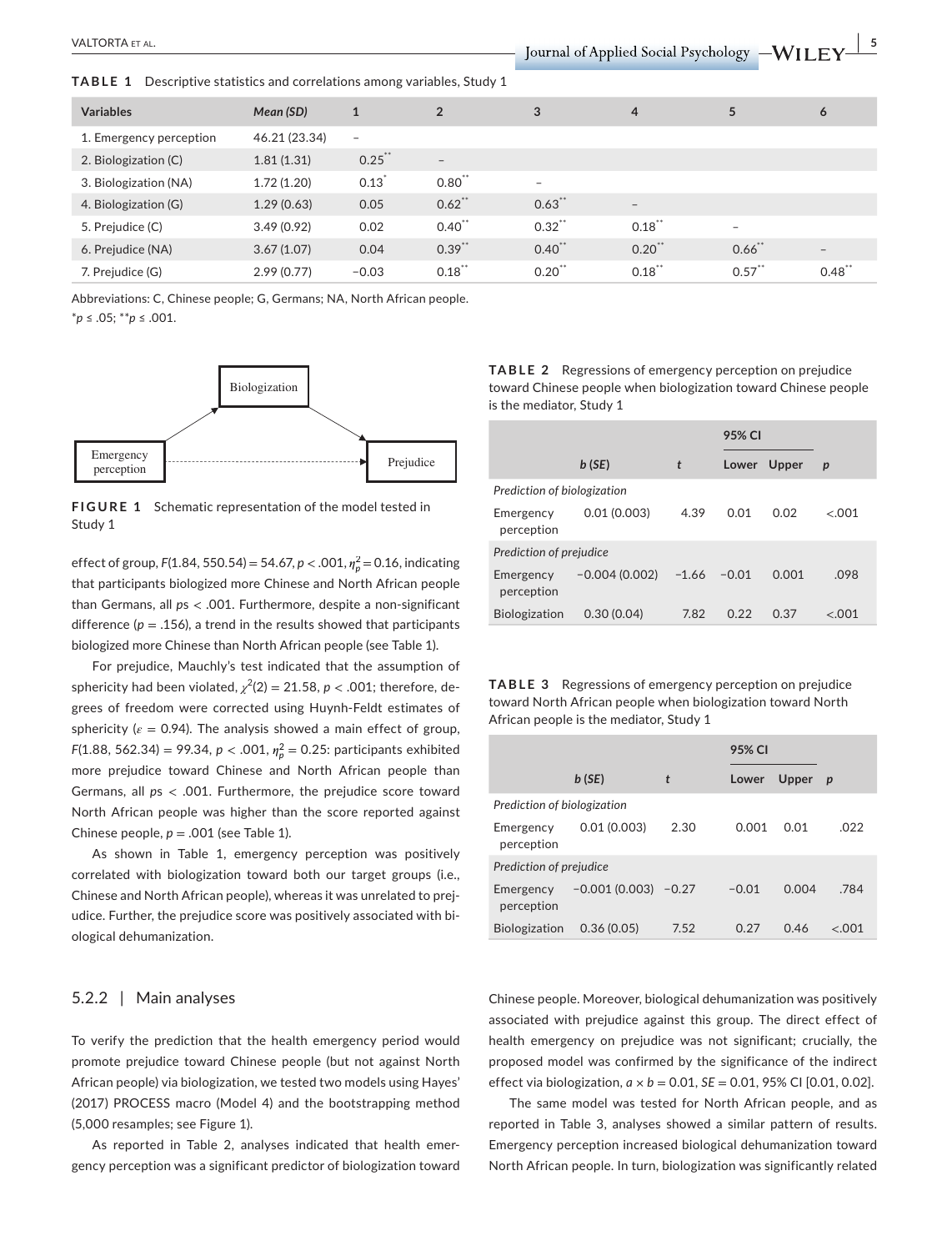**TABLE 1** Descriptive statistics and correlations among variables, Study 1

| Variables | *Mean (SD)* | 1 | 2 | 3 | 4 | 5 | 6 |
|---|---|---|---|---|---|---|---|
| 1. Emergency perception | 46.21 (23.34) | – | | | | | |
| 2. Biologization (C) | 1.81 (1.31) | 0.25** | – | | | | |
| 3. Biologization (NA) | 1.72 (1.20) | 0.13* | 0.80** | – | | | |
| 4. Biologization (G) | 1.29 (0.63) | 0.05 | 0.62** | 0.63** | – | | |
| 5. Prejudice (C) | 3.49 (0.92) | 0.02 | 0.40** | 0.32** | 0.18** | – | |
| 6. Prejudice (NA) | 3.67 (1.07) | 0.04 | 0.39** | 0.40** | 0.20** | 0.66** | – |
| 7. Prejudice (G) | 2.99 (0.77) | −0.03 | 0.18** | 0.20** | 0.18** | 0.57** | 0.48** |

Abbreviations: C, Chinese people; G, Germans; NA, North African people.
*$p \le .05$; **$p \le .001$.

FIGURE 1 Schematic representation of the model tested in Study 1

effect of group, $F(1.84, 550.54) = 54.67$, $p < .001$, $\eta_p^2 = 0.16$, indicating that participants biologized more Chinese and North African people than Germans, all $ps < .001$. Furthermore, despite a non-significant difference ($p = .156$), a trend in the results showed that participants biologized more Chinese than North African people (see Table 1).

For prejudice, Mauchly's test indicated that the assumption of sphericity had been violated, $\chi^2(2) = 21.58$, $p < .001$; therefore, degrees of freedom were corrected using Huynh-Feldt estimates of sphericity ($\varepsilon = 0.94$). The analysis showed a main effect of group, $F(1.88, 562.34) = 99.34$, $p < .001$, $\eta_p^2 = 0.25$: participants exhibited more prejudice toward Chinese and North African people than Germans, all $ps < .001$. Furthermore, the prejudice score toward North African people was higher than the score reported against Chinese people, $p = .001$ (see Table 1).

As shown in Table 1, emergency perception was positively correlated with biologization toward both our target groups (i.e., Chinese and North African people), whereas it was unrelated to prejudice. Further, the prejudice score was positively associated with biological dehumanization.

**TABLE 2** Regressions of emergency perception on prejudice toward Chinese people when biologization toward Chinese people is the mediator, Study 1

| | *b* (*SE*) | *t* | 95% CI Lower | 95% CI Upper | *p* |
|---|---|---|---|---|---|
| *Prediction of biologization* | | | | | |
| Emergency perception | 0.01 (0.003) | 4.39 | 0.01 | 0.02 | <.001 |
| *Prediction of prejudice* | | | | | |
| Emergency perception | −0.004 (0.002) | −1.66 | −0.01 | 0.001 | .098 |
| Biologization | 0.30 (0.04) | 7.82 | 0.22 | 0.37 | <.001 |

**TABLE 3** Regressions of emergency perception on prejudice toward North African people when biologization toward North African people is the mediator, Study 1

| | *b* (*SE*) | *t* | 95% CI Lower | 95% CI Upper | *p* |
|---|---|---|---|---|---|
| *Prediction of biologization* | | | | | |
| Emergency perception | 0.01 (0.003) | 2.30 | 0.001 | 0.01 | .022 |
| *Prediction of prejudice* | | | | | |
| Emergency perception | −0.001 (0.003) | −0.27 | −0.01 | 0.004 | .784 |
| Biologization | 0.36 (0.05) | 7.52 | 0.27 | 0.46 | <.001 |

### 5.2.2 | Main analyses

To verify the prediction that the health emergency period would promote prejudice toward Chinese people (but not against North African people) via biologization, we tested two models using Hayes' (2017) PROCESS macro (Model 4) and the bootstrapping method (5,000 resamples; see Figure 1).

As reported in Table 2, analyses indicated that health emergency perception was a significant predictor of biologization toward Chinese people. Moreover, biological dehumanization was positively associated with prejudice against this group. The direct effect of health emergency on prejudice was not significant; crucially, the proposed model was confirmed by the significance of the indirect effect via biologization, $a \times b = 0.01$, $SE = 0.01$, 95% CI [0.01, 0.02].

The same model was tested for North African people, and as reported in Table 3, analyses showed a similar pattern of results. Emergency perception increased biological dehumanization toward North African people. In turn, biologization was significantly related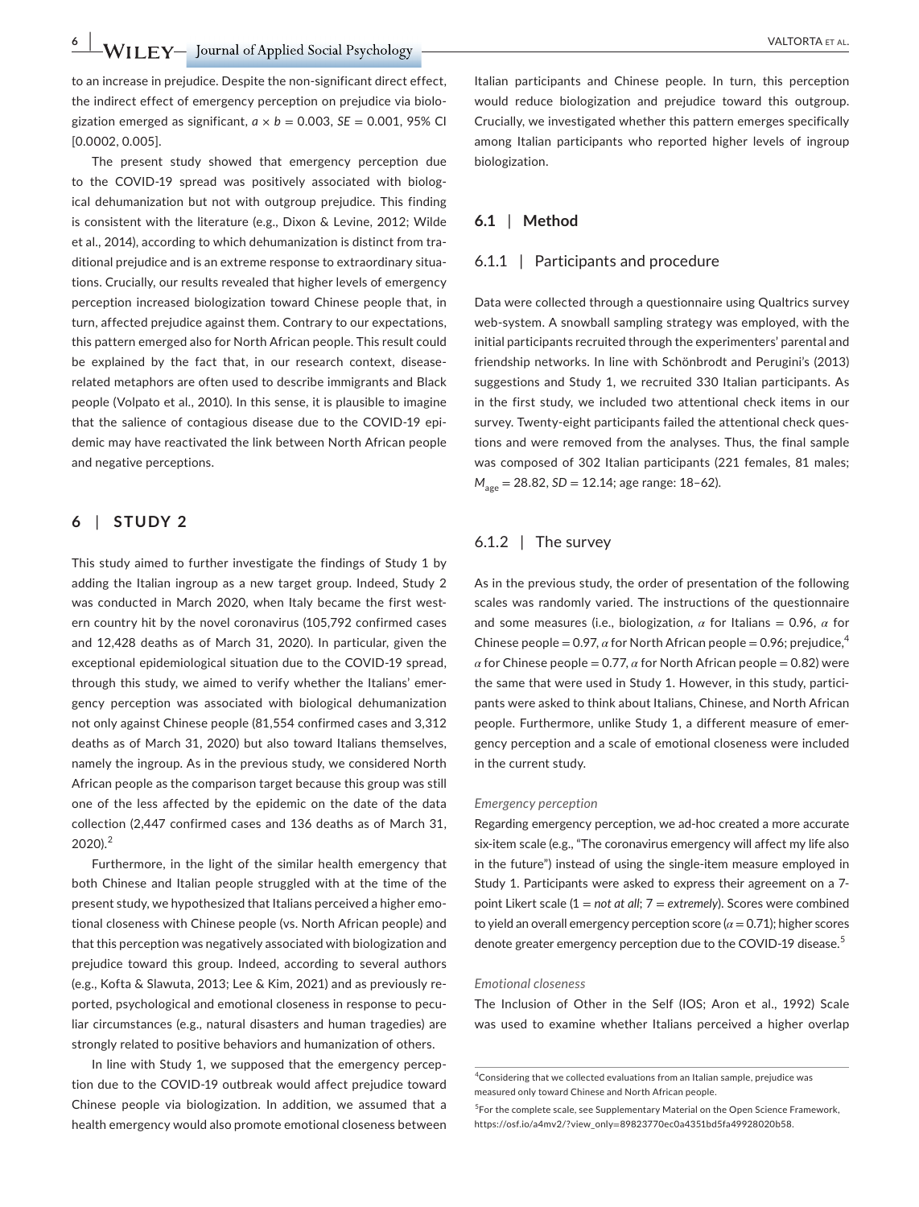to an increase in prejudice. Despite the non-significant direct effect, the indirect effect of emergency perception on prejudice via biologization emerged as significant, $a \times b = 0.003$, $SE = 0.001$, 95% CI [0.0002, 0.005].

The present study showed that emergency perception due to the COVID-19 spread was positively associated with biological dehumanization but not with outgroup prejudice. This finding is consistent with the literature (e.g., Dixon & Levine, 2012; Wilde et al., 2014), according to which dehumanization is distinct from traditional prejudice and is an extreme response to extraordinary situations. Crucially, our results revealed that higher levels of emergency perception increased biologization toward Chinese people that, in turn, affected prejudice against them. Contrary to our expectations, this pattern emerged also for North African people. This result could be explained by the fact that, in our research context, disease-related metaphors are often used to describe immigrants and Black people (Volpato et al., 2010). In this sense, it is plausible to imagine that the salience of contagious disease due to the COVID-19 epidemic may have reactivated the link between North African people and negative perceptions.

## 6 | STUDY 2

This study aimed to further investigate the findings of Study 1 by adding the Italian ingroup as a new target group. Indeed, Study 2 was conducted in March 2020, when Italy became the first western country hit by the novel coronavirus (105,792 confirmed cases and 12,428 deaths as of March 31, 2020). In particular, given the exceptional epidemiological situation due to the COVID-19 spread, through this study, we aimed to verify whether the Italians' emergency perception was associated with biological dehumanization not only against Chinese people (81,554 confirmed cases and 3,312 deaths as of March 31, 2020) but also toward Italians themselves, namely the ingroup. As in the previous study, we considered North African people as the comparison target because this group was still one of the less affected by the epidemic on the date of the data collection (2,447 confirmed cases and 136 deaths as of March 31, 2020).[2]

Furthermore, in the light of the similar health emergency that both Chinese and Italian people struggled with at the time of the present study, we hypothesized that Italians perceived a higher emotional closeness with Chinese people (vs. North African people) and that this perception was negatively associated with biologization and prejudice toward this group. Indeed, according to several authors (e.g., Kofta & Slawuta, 2013; Lee & Kim, 2021) and as previously reported, psychological and emotional closeness in response to peculiar circumstances (e.g., natural disasters and human tragedies) are strongly related to positive behaviors and humanization of others.

In line with Study 1, we supposed that the emergency perception due to the COVID-19 outbreak would affect prejudice toward Chinese people via biologization. In addition, we assumed that a health emergency would also promote emotional closeness between Italian participants and Chinese people. In turn, this perception would reduce biologization and prejudice toward this outgroup. Crucially, we investigated whether this pattern emerges specifically among Italian participants who reported higher levels of ingroup biologization.

### 6.1 | Method

#### 6.1.1 | Participants and procedure

Data were collected through a questionnaire using Qualtrics survey web-system. A snowball sampling strategy was employed, with the initial participants recruited through the experimenters' parental and friendship networks. In line with Schönbrodt and Perugini's (2013) suggestions and Study 1, we recruited 330 Italian participants. As in the first study, we included two attentional check items in our survey. Twenty-eight participants failed the attentional check questions and were removed from the analyses. Thus, the final sample was composed of 302 Italian participants (221 females, 81 males; $M_{age} = 28.82$, $SD = 12.14$; age range: 18–62).

#### 6.1.2 | The survey

As in the previous study, the order of presentation of the following scales was randomly varied. The instructions of the questionnaire and some measures (i.e., biologization, $\alpha$ for Italians = 0.96, $\alpha$ for Chinese people = 0.97, $\alpha$ for North African people = 0.96; prejudice,[4] $\alpha$ for Chinese people = 0.77, $\alpha$ for North African people = 0.82) were the same that were used in Study 1. However, in this study, participants were asked to think about Italians, Chinese, and North African people. Furthermore, unlike Study 1, a different measure of emergency perception and a scale of emotional closeness were included in the current study.

*Emergency perception*

Regarding emergency perception, we ad-hoc created a more accurate six-item scale (e.g., "The coronavirus emergency will affect my life also in the future") instead of using the single-item measure employed in Study 1. Participants were asked to express their agreement on a 7-point Likert scale (1 = *not at all*; 7 = *extremely*). Scores were combined to yield an overall emergency perception score ($\alpha = 0.71$); higher scores denote greater emergency perception due to the COVID-19 disease.[5]

*Emotional closeness*

The Inclusion of Other in the Self (IOS; Aron et al., 1992) Scale was used to examine whether Italians perceived a higher overlap

---

[4]Considering that we collected evaluations from an Italian sample, prejudice was measured only toward Chinese and North African people.

[5]For the complete scale, see Supplementary Material on the Open Science Framework, https://osf.io/a4mv2/?view_only=89823770ec0a4351bd5fa49928020b58.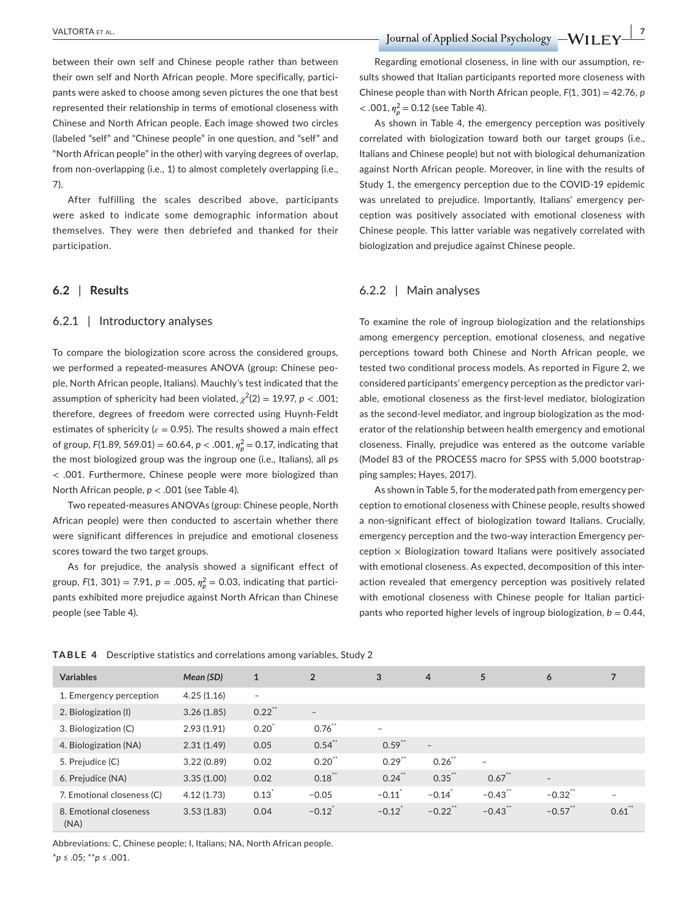between their own self and Chinese people rather than between their own self and North African people. More specifically, participants were asked to choose among seven pictures the one that best represented their relationship in terms of emotional closeness with Chinese and North African people. Each image showed two circles (labeled "self" and "Chinese people" in one question, and "self" and "North African people" in the other) with varying degrees of overlap, from non-overlapping (i.e., 1) to almost completely overlapping (i.e., 7).

After fulfilling the scales described above, participants were asked to indicate some demographic information about themselves. They were then debriefed and thanked for their participation.

## 6.2 | Results

### 6.2.1 | Introductory analyses

To compare the biologization score across the considered groups, we performed a repeated-measures ANOVA (group: Chinese people, North African people, Italians). Mauchly's test indicated that the assumption of sphericity had been violated, $\chi^2(2) = 19.97$, $p < .001$; therefore, degrees of freedom were corrected using Huynh-Feldt estimates of sphericity ($\varepsilon = 0.95$). The results showed a main effect of group, $F(1.89, 569.01) = 60.64$, $p < .001$, $\eta_p^2 = 0.17$, indicating that the most biologized group was the ingroup one (i.e., Italians), all $p$s $< .001$. Furthermore, Chinese people were more biologized than North African people, $p < .001$ (see Table 4).

Two repeated-measures ANOVAs (group: Chinese people, North African people) were then conducted to ascertain whether there were significant differences in prejudice and emotional closeness scores toward the two target groups.

As for prejudice, the analysis showed a significant effect of group, $F(1, 301) = 7.91$, $p = .005$, $\eta_p^2 = 0.03$, indicating that participants exhibited more prejudice against North African than Chinese people (see Table 4).

Regarding emotional closeness, in line with our assumption, results showed that Italian participants reported more closeness with Chinese people than with North African people, $F(1, 301) = 42.76$, $p < .001$, $\eta_p^2 = 0.12$ (see Table 4).

As shown in Table 4, the emergency perception was positively correlated with biologization toward both our target groups (i.e., Italians and Chinese people) but not with biological dehumanization against North African people. Moreover, in line with the results of Study 1, the emergency perception due to the COVID-19 epidemic was unrelated to prejudice. Importantly, Italians' emergency perception was positively associated with emotional closeness with Chinese people. This latter variable was negatively correlated with biologization and prejudice against Chinese people.

### 6.2.2 | Main analyses

To examine the role of ingroup biologization and the relationships among emergency perception, emotional closeness, and negative perceptions toward both Chinese and North African people, we tested two conditional process models. As reported in Figure 2, we considered participants' emergency perception as the predictor variable, emotional closeness as the first-level mediator, biologization as the second-level mediator, and ingroup biologization as the moderator of the relationship between health emergency and emotional closeness. Finally, prejudice was entered as the outcome variable (Model 83 of the PROCESS macro for SPSS with 5,000 bootstrapping samples; Hayes, 2017).

As shown in Table 5, for the moderated path from emergency perception to emotional closeness with Chinese people, results showed a non-significant effect of biologization toward Italians. Crucially, emergency perception and the two-way interaction Emergency perception × Biologization toward Italians were positively associated with emotional closeness. As expected, decomposition of this interaction revealed that emergency perception was positively related with emotional closeness with Chinese people for Italian participants who reported higher levels of ingroup biologization, $b = 0.44$,

**TABLE 4** Descriptive statistics and correlations among variables, Study 2

| Variables | *Mean (SD)* | 1 | 2 | 3 | 4 | 5 | 6 | 7 |
|---|---|---|---|---|---|---|---|---|
| 1. Emergency perception | 4.25 (1.16) | – | | | | | | |
| 2. Biologization (I) | 3.26 (1.85) | 0.22** | – | | | | | |
| 3. Biologization (C) | 2.93 (1.91) | 0.20* | 0.76** | – | | | | |
| 4. Biologization (NA) | 2.31 (1.49) | 0.05 | 0.54** | 0.59** | – | | | |
| 5. Prejudice (C) | 3.22 (0.89) | 0.02 | 0.20** | 0.29** | 0.26** | – | | |
| 6. Prejudice (NA) | 3.35 (1.00) | 0.02 | 0.18** | 0.24** | 0.35** | 0.67** | – | |
| 7. Emotional closeness (C) | 4.12 (1.73) | 0.13* | −0.05 | −0.11* | −0.14* | −0.43** | −0.32** | – |
| 8. Emotional closeness (NA) | 3.53 (1.83) | 0.04 | −0.12* | −0.12* | −0.22** | −0.43** | −0.57** | 0.61** |

Abbreviations: C, Chinese people; I, Italians; NA, North African people.
*$p \leq .05$; **$p \leq .001$.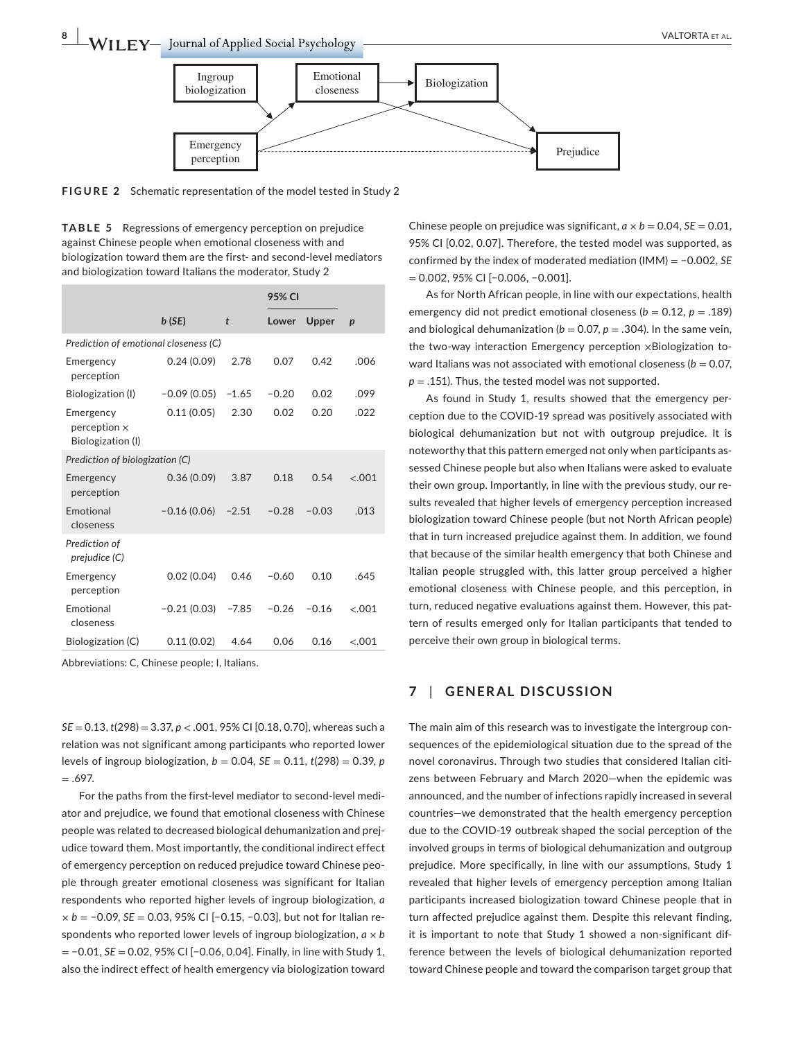**FIGURE 2** Schematic representation of the model tested in Study 2

**TABLE 5** Regressions of emergency perception on prejudice against Chinese people when emotional closeness with and biologization toward them are the first- and second-level mediators and biologization toward Italians the moderator, Study 2

| | *b* (*SE*) | *t* | 95% CI | | *p* |
|---|---|---|---|---|---|
| | | | Lower | Upper | |
| *Prediction of emotional closeness (C)* | | | | | |
| Emergency perception | 0.24 (0.09) | 2.78 | 0.07 | 0.42 | .006 |
| Biologization (I) | −0.09 (0.05) | −1.65 | −0.20 | 0.02 | .099 |
| Emergency perception × Biologization (I) | 0.11 (0.05) | 2.30 | 0.02 | 0.20 | .022 |
| *Prediction of biologization (C)* | | | | | |
| Emergency perception | 0.36 (0.09) | 3.87 | 0.18 | 0.54 | <.001 |
| Emotional closeness | −0.16 (0.06) | −2.51 | −0.28 | −0.03 | .013 |
| *Prediction of prejudice (C)* | | | | | |
| Emergency perception | 0.02 (0.04) | 0.46 | −0.60 | 0.10 | .645 |
| Emotional closeness | −0.21 (0.03) | −7.85 | −0.26 | −0.16 | <.001 |
| Biologization (C) | 0.11 (0.02) | 4.64 | 0.06 | 0.16 | <.001 |

Abbreviations: C, Chinese people; I, Italians.

$SE = 0.13$, $t(298) = 3.37$, $p < .001$, 95% CI [0.18, 0.70], whereas such a relation was not significant among participants who reported lower levels of ingroup biologization, $b = 0.04$, $SE = 0.11$, $t(298) = 0.39$, $p = .697$.

For the paths from the first-level mediator to second-level mediator and prejudice, we found that emotional closeness with Chinese people was related to decreased biological dehumanization and prejudice toward them. Most importantly, the conditional indirect effect of emergency perception on reduced prejudice toward Chinese people through greater emotional closeness was significant for Italian respondents who reported higher levels of ingroup biologization, $a \times b = -0.09$, $SE = 0.03$, 95% CI [−0.15, −0.03], but not for Italian respondents who reported lower levels of ingroup biologization, $a \times b = -0.01$, $SE = 0.02$, 95% CI [−0.06, 0.04]. Finally, in line with Study 1, also the indirect effect of health emergency via biologization toward Chinese people on prejudice was significant, $a \times b = 0.04$, $SE = 0.01$, 95% CI [0.02, 0.07]. Therefore, the tested model was supported, as confirmed by the index of moderated mediation (IMM) = −0.002, $SE = 0.002$, 95% CI [−0.006, −0.001].

As for North African people, in line with our expectations, health emergency did not predict emotional closeness ($b = 0.12$, $p = .189$) and biological dehumanization ($b = 0.07$, $p = .304$). In the same vein, the two-way interaction Emergency perception ×Biologization toward Italians was not associated with emotional closeness ($b = 0.07$, $p = .151$). Thus, the tested model was not supported.

As found in Study 1, results showed that the emergency perception due to the COVID-19 spread was positively associated with biological dehumanization but not with outgroup prejudice. It is noteworthy that this pattern emerged not only when participants assessed Chinese people but also when Italians were asked to evaluate their own group. Importantly, in line with the previous study, our results revealed that higher levels of emergency perception increased biologization toward Chinese people (but not North African people) that in turn increased prejudice against them. In addition, we found that because of the similar health emergency that both Chinese and Italian people struggled with, this latter group perceived a higher emotional closeness with Chinese people, and this perception, in turn, reduced negative evaluations against them. However, this pattern of results emerged only for Italian participants that tended to perceive their own group in biological terms.

## 7 | GENERAL DISCUSSION

The main aim of this research was to investigate the intergroup consequences of the epidemiological situation due to the spread of the novel coronavirus. Through two studies that considered Italian citizens between February and March 2020—when the epidemic was announced, and the number of infections rapidly increased in several countries—we demonstrated that the health emergency perception due to the COVID-19 outbreak shaped the social perception of the involved groups in terms of biological dehumanization and outgroup prejudice. More specifically, in line with our assumptions, Study 1 revealed that higher levels of emergency perception among Italian participants increased biologization toward Chinese people that in turn affected prejudice against them. Despite this relevant finding, it is important to note that Study 1 showed a non-significant difference between the levels of biological dehumanization reported toward Chinese people and toward the comparison target group that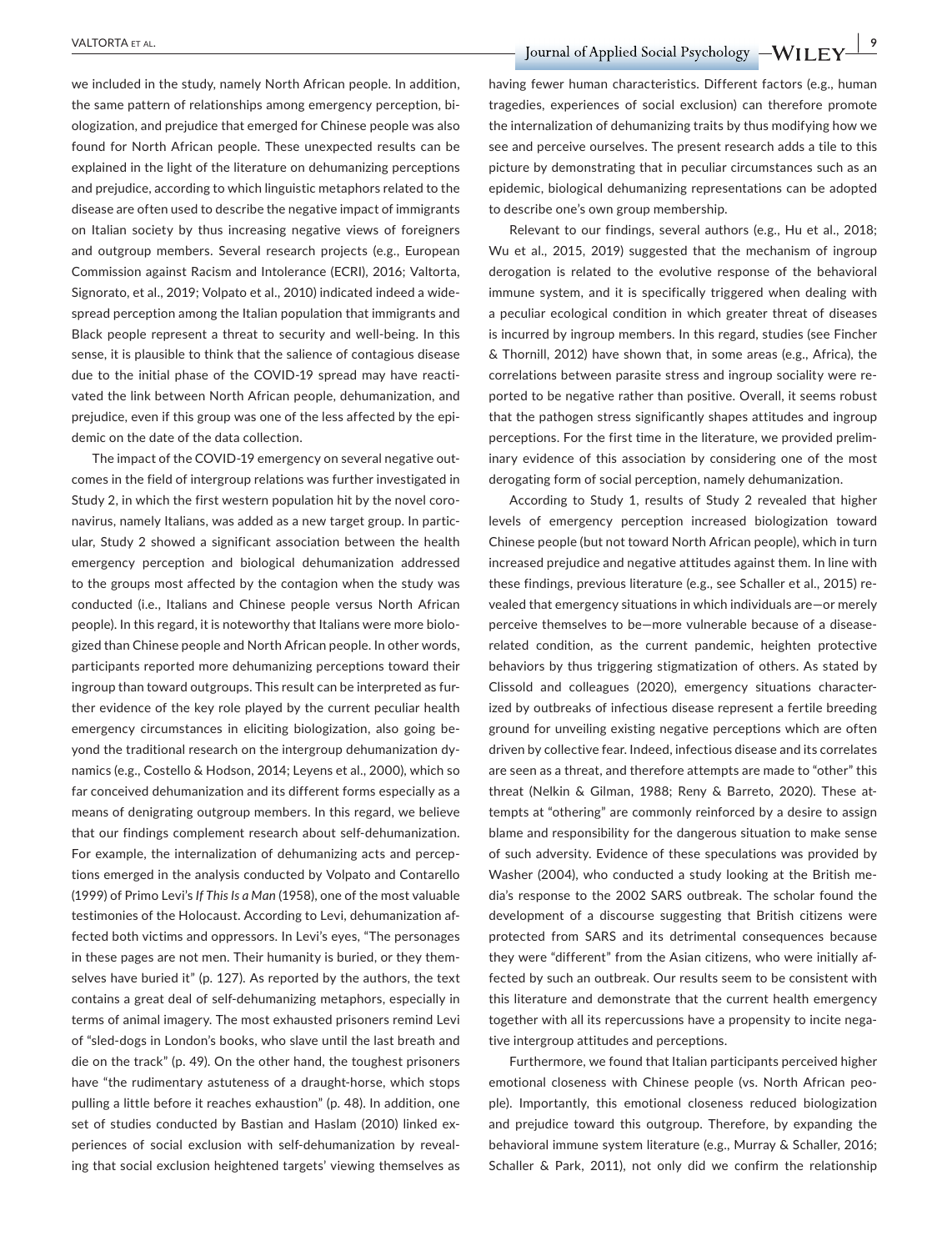we included in the study, namely North African people. In addition, the same pattern of relationships among emergency perception, biologization, and prejudice that emerged for Chinese people was also found for North African people. These unexpected results can be explained in the light of the literature on dehumanizing perceptions and prejudice, according to which linguistic metaphors related to the disease are often used to describe the negative impact of immigrants on Italian society by thus increasing negative views of foreigners and outgroup members. Several research projects (e.g., European Commission against Racism and Intolerance (ECRI), 2016; Valtorta, Signorato, et al., 2019; Volpato et al., 2010) indicated indeed a widespread perception among the Italian population that immigrants and Black people represent a threat to security and well-being. In this sense, it is plausible to think that the salience of contagious disease due to the initial phase of the COVID-19 spread may have reactivated the link between North African people, dehumanization, and prejudice, even if this group was one of the less affected by the epidemic on the date of the data collection.

The impact of the COVID-19 emergency on several negative outcomes in the field of intergroup relations was further investigated in Study 2, in which the first western population hit by the novel coronavirus, namely Italians, was added as a new target group. In particular, Study 2 showed a significant association between the health emergency perception and biological dehumanization addressed to the groups most affected by the contagion when the study was conducted (i.e., Italians and Chinese people versus North African people). In this regard, it is noteworthy that Italians were more biologized than Chinese people and North African people. In other words, participants reported more dehumanizing perceptions toward their ingroup than toward outgroups. This result can be interpreted as further evidence of the key role played by the current peculiar health emergency circumstances in eliciting biologization, also going beyond the traditional research on the intergroup dehumanization dynamics (e.g., Costello & Hodson, 2014; Leyens et al., 2000), which so far conceived dehumanization and its different forms especially as a means of denigrating outgroup members. In this regard, we believe that our findings complement research about self-dehumanization. For example, the internalization of dehumanizing acts and perceptions emerged in the analysis conducted by Volpato and Contarello (1999) of Primo Levi's *If This Is a Man* (1958), one of the most valuable testimonies of the Holocaust. According to Levi, dehumanization affected both victims and oppressors. In Levi's eyes, "The personages in these pages are not men. Their humanity is buried, or they themselves have buried it" (p. 127). As reported by the authors, the text contains a great deal of self-dehumanizing metaphors, especially in terms of animal imagery. The most exhausted prisoners remind Levi of "sled-dogs in London's books, who slave until the last breath and die on the track" (p. 49). On the other hand, the toughest prisoners have "the rudimentary astuteness of a draught-horse, which stops pulling a little before it reaches exhaustion" (p. 48). In addition, one set of studies conducted by Bastian and Haslam (2010) linked experiences of social exclusion with self-dehumanization by revealing that social exclusion heightened targets' viewing themselves as having fewer human characteristics. Different factors (e.g., human tragedies, experiences of social exclusion) can therefore promote the internalization of dehumanizing traits by thus modifying how we see and perceive ourselves. The present research adds a tile to this picture by demonstrating that in peculiar circumstances such as an epidemic, biological dehumanizing representations can be adopted to describe one's own group membership.

Relevant to our findings, several authors (e.g., Hu et al., 2018; Wu et al., 2015, 2019) suggested that the mechanism of ingroup derogation is related to the evolutive response of the behavioral immune system, and it is specifically triggered when dealing with a peculiar ecological condition in which greater threat of diseases is incurred by ingroup members. In this regard, studies (see Fincher & Thornill, 2012) have shown that, in some areas (e.g., Africa), the correlations between parasite stress and ingroup sociality were reported to be negative rather than positive. Overall, it seems robust that the pathogen stress significantly shapes attitudes and ingroup perceptions. For the first time in the literature, we provided preliminary evidence of this association by considering one of the most derogating form of social perception, namely dehumanization.

According to Study 1, results of Study 2 revealed that higher levels of emergency perception increased biologization toward Chinese people (but not toward North African people), which in turn increased prejudice and negative attitudes against them. In line with these findings, previous literature (e.g., see Schaller et al., 2015) revealed that emergency situations in which individuals are—or merely perceive themselves to be—more vulnerable because of a disease-related condition, as the current pandemic, heighten protective behaviors by thus triggering stigmatization of others. As stated by Clissold and colleagues (2020), emergency situations characterized by outbreaks of infectious disease represent a fertile breeding ground for unveiling existing negative perceptions which are often driven by collective fear. Indeed, infectious disease and its correlates are seen as a threat, and therefore attempts are made to "other" this threat (Nelkin & Gilman, 1988; Reny & Barreto, 2020). These attempts at "othering" are commonly reinforced by a desire to assign blame and responsibility for the dangerous situation to make sense of such adversity. Evidence of these speculations was provided by Washer (2004), who conducted a study looking at the British media's response to the 2002 SARS outbreak. The scholar found the development of a discourse suggesting that British citizens were protected from SARS and its detrimental consequences because they were "different" from the Asian citizens, who were initially affected by such an outbreak. Our results seem to be consistent with this literature and demonstrate that the current health emergency together with all its repercussions have a propensity to incite negative intergroup attitudes and perceptions.

Furthermore, we found that Italian participants perceived higher emotional closeness with Chinese people (vs. North African people). Importantly, this emotional closeness reduced biologization and prejudice toward this outgroup. Therefore, by expanding the behavioral immune system literature (e.g., Murray & Schaller, 2016; Schaller & Park, 2011), not only did we confirm the relationship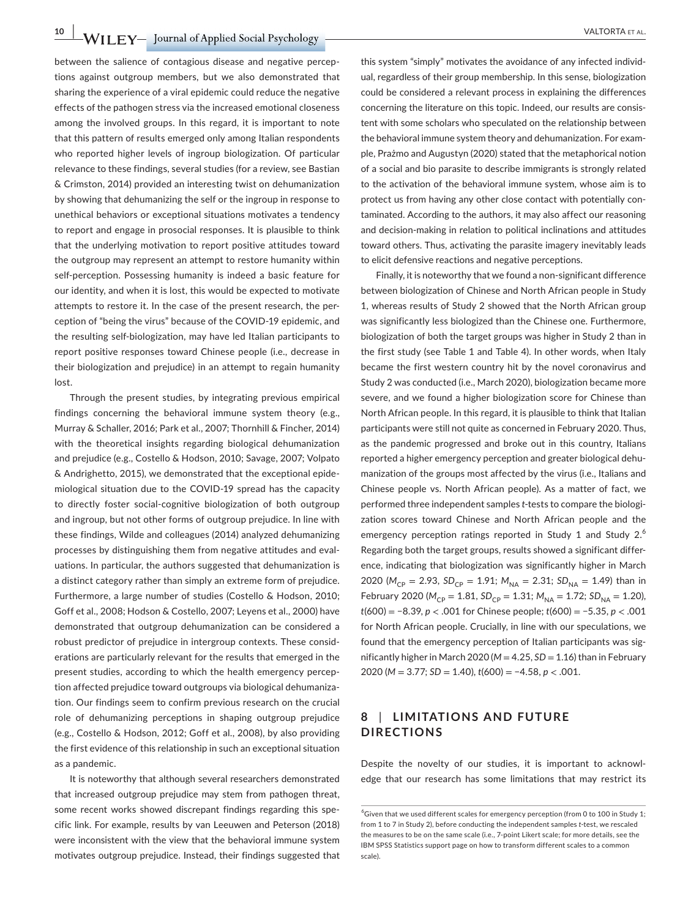between the salience of contagious disease and negative perceptions against outgroup members, but we also demonstrated that sharing the experience of a viral epidemic could reduce the negative effects of the pathogen stress via the increased emotional closeness among the involved groups. In this regard, it is important to note that this pattern of results emerged only among Italian respondents who reported higher levels of ingroup biologization. Of particular relevance to these findings, several studies (for a review, see Bastian & Crimston, 2014) provided an interesting twist on dehumanization by showing that dehumanizing the self or the ingroup in response to unethical behaviors or exceptional situations motivates a tendency to report and engage in prosocial responses. It is plausible to think that the underlying motivation to report positive attitudes toward the outgroup may represent an attempt to restore humanity within self-perception. Possessing humanity is indeed a basic feature for our identity, and when it is lost, this would be expected to motivate attempts to restore it. In the case of the present research, the perception of "being the virus" because of the COVID-19 epidemic, and the resulting self-biologization, may have led Italian participants to report positive responses toward Chinese people (i.e., decrease in their biologization and prejudice) in an attempt to regain humanity lost.

Through the present studies, by integrating previous empirical findings concerning the behavioral immune system theory (e.g., Murray & Schaller, 2016; Park et al., 2007; Thornhill & Fincher, 2014) with the theoretical insights regarding biological dehumanization and prejudice (e.g., Costello & Hodson, 2010; Savage, 2007; Volpato & Andrighetto, 2015), we demonstrated that the exceptional epidemiological situation due to the COVID-19 spread has the capacity to directly foster social-cognitive biologization of both outgroup and ingroup, but not other forms of outgroup prejudice. In line with these findings, Wilde and colleagues (2014) analyzed dehumanizing processes by distinguishing them from negative attitudes and evaluations. In particular, the authors suggested that dehumanization is a distinct category rather than simply an extreme form of prejudice. Furthermore, a large number of studies (Costello & Hodson, 2010; Goff et al., 2008; Hodson & Costello, 2007; Leyens et al., 2000) have demonstrated that outgroup dehumanization can be considered a robust predictor of prejudice in intergroup contexts. These considerations are particularly relevant for the results that emerged in the present studies, according to which the health emergency perception affected prejudice toward outgroups via biological dehumanization. Our findings seem to confirm previous research on the crucial role of dehumanizing perceptions in shaping outgroup prejudice (e.g., Costello & Hodson, 2012; Goff et al., 2008), by also providing the first evidence of this relationship in such an exceptional situation as a pandemic.

It is noteworthy that although several researchers demonstrated that increased outgroup prejudice may stem from pathogen threat, some recent works showed discrepant findings regarding this specific link. For example, results by van Leeuwen and Peterson (2018) were inconsistent with the view that the behavioral immune system motivates outgroup prejudice. Instead, their findings suggested that this system "simply" motivates the avoidance of any infected individual, regardless of their group membership. In this sense, biologization could be considered a relevant process in explaining the differences concerning the literature on this topic. Indeed, our results are consistent with some scholars who speculated on the relationship between the behavioral immune system theory and dehumanization. For example, Prażmo and Augustyn (2020) stated that the metaphorical notion of a social and bio parasite to describe immigrants is strongly related to the activation of the behavioral immune system, whose aim is to protect us from having any other close contact with potentially contaminated. According to the authors, it may also affect our reasoning and decision-making in relation to political inclinations and attitudes toward others. Thus, activating the parasite imagery inevitably leads to elicit defensive reactions and negative perceptions.

Finally, it is noteworthy that we found a non-significant difference between biologization of Chinese and North African people in Study 1, whereas results of Study 2 showed that the North African group was significantly less biologized than the Chinese one. Furthermore, biologization of both the target groups was higher in Study 2 than in the first study (see Table 1 and Table 4). In other words, when Italy became the first western country hit by the novel coronavirus and Study 2 was conducted (i.e., March 2020), biologization became more severe, and we found a higher biologization score for Chinese than North African people. In this regard, it is plausible to think that Italian participants were still not quite as concerned in February 2020. Thus, as the pandemic progressed and broke out in this country, Italians reported a higher emergency perception and greater biological dehumanization of the groups most affected by the virus (i.e., Italians and Chinese people vs. North African people). As a matter of fact, we performed three independent samples *t*-tests to compare the biologization scores toward Chinese and North African people and the emergency perception ratings reported in Study 1 and Study 2.[6] Regarding both the target groups, results showed a significant difference, indicating that biologization was significantly higher in March 2020 ($M_{CP} = 2.93$, $SD_{CP} = 1.91$; $M_{NA} = 2.31$; $SD_{NA} = 1.49$) than in February 2020 ($M_{CP} = 1.81$, $SD_{CP} = 1.31$; $M_{NA} = 1.72$; $SD_{NA} = 1.20$), $t(600) = -8.39$, $p < .001$ for Chinese people; $t(600) = -5.35$, $p < .001$ for North African people. Crucially, in line with our speculations, we found that the emergency perception of Italian participants was significantly higher in March 2020 ($M = 4.25$, $SD = 1.16$) than in February 2020 ($M = 3.77$; $SD = 1.40$), $t(600) = -4.58$, $p < .001$.

## 8 | LIMITATIONS AND FUTURE DIRECTIONS

Despite the novelty of our studies, it is important to acknowledge that our research has some limitations that may restrict its

[6]Given that we used different scales for emergency perception (from 0 to 100 in Study 1; from 1 to 7 in Study 2), before conducting the independent samples *t*-test, we rescaled the measures to be on the same scale (i.e., 7-point Likert scale; for more details, see the IBM SPSS Statistics support page on how to transform different scales to a common scale).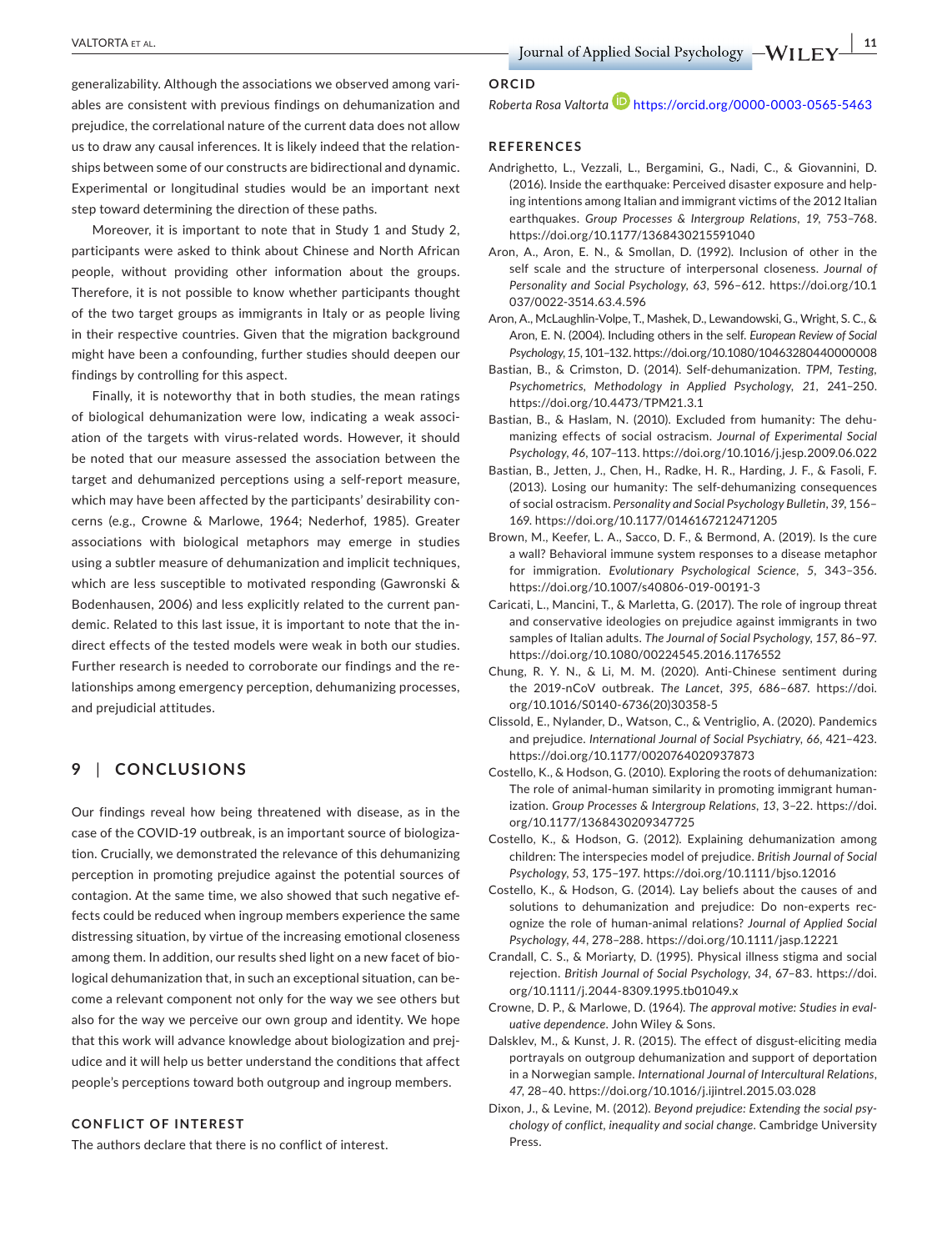generalizability. Although the associations we observed among variables are consistent with previous findings on dehumanization and prejudice, the correlational nature of the current data does not allow us to draw any causal inferences. It is likely indeed that the relationships between some of our constructs are bidirectional and dynamic. Experimental or longitudinal studies would be an important next step toward determining the direction of these paths.

Moreover, it is important to note that in Study 1 and Study 2, participants were asked to think about Chinese and North African people, without providing other information about the groups. Therefore, it is not possible to know whether participants thought of the two target groups as immigrants in Italy or as people living in their respective countries. Given that the migration background might have been a confounding, further studies should deepen our findings by controlling for this aspect.

Finally, it is noteworthy that in both studies, the mean ratings of biological dehumanization were low, indicating a weak association of the targets with virus-related words. However, it should be noted that our measure assessed the association between the target and dehumanized perceptions using a self-report measure, which may have been affected by the participants' desirability concerns (e.g., Crowne & Marlowe, 1964; Nederhof, 1985). Greater associations with biological metaphors may emerge in studies using a subtler measure of dehumanization and implicit techniques, which are less susceptible to motivated responding (Gawronski & Bodenhausen, 2006) and less explicitly related to the current pandemic. Related to this last issue, it is important to note that the indirect effects of the tested models were weak in both our studies. Further research is needed to corroborate our findings and the relationships among emergency perception, dehumanizing processes, and prejudicial attitudes.

## 9 | CONCLUSIONS

Our findings reveal how being threatened with disease, as in the case of the COVID-19 outbreak, is an important source of biologization. Crucially, we demonstrated the relevance of this dehumanizing perception in promoting prejudice against the potential sources of contagion. At the same time, we also showed that such negative effects could be reduced when ingroup members experience the same distressing situation, by virtue of the increasing emotional closeness among them. In addition, our results shed light on a new facet of biological dehumanization that, in such an exceptional situation, can become a relevant component not only for the way we see others but also for the way we perceive our own group and identity. We hope that this work will advance knowledge about biologization and prejudice and it will help us better understand the conditions that affect people's perceptions toward both outgroup and ingroup members.

### CONFLICT OF INTEREST

The authors declare that there is no conflict of interest.

### ORCID

*Roberta Rosa Valtorta* https://orcid.org/0000-0003-0565-5463

### REFERENCES

Andrighetto, L., Vezzali, L., Bergamini, G., Nadi, C., & Giovannini, D. (2016). Inside the earthquake: Perceived disaster exposure and helping intentions among Italian and immigrant victims of the 2012 Italian earthquakes. *Group Processes & Intergroup Relations*, *19*, 753–768. https://doi.org/10.1177/1368430215591040

Aron, A., Aron, E. N., & Smollan, D. (1992). Inclusion of other in the self scale and the structure of interpersonal closeness. *Journal of Personality and Social Psychology*, *63*, 596–612. https://doi.org/10.1037/0022-3514.63.4.596

Aron, A., McLaughlin-Volpe, T., Mashek, D., Lewandowski, G., Wright, S. C., & Aron, E. N. (2004). Including others in the self. *European Review of Social Psychology*, *15*, 101–132. https://doi.org/10.1080/10463280440000008

Bastian, B., & Crimston, D. (2014). Self-dehumanization. *TPM, Testing, Psychometrics, Methodology in Applied Psychology*, *21*, 241–250. https://doi.org/10.4473/TPM21.3.1

Bastian, B., & Haslam, N. (2010). Excluded from humanity: The dehumanizing effects of social ostracism. *Journal of Experimental Social Psychology*, *46*, 107–113. https://doi.org/10.1016/j.jesp.2009.06.022

Bastian, B., Jetten, J., Chen, H., Radke, H. R., Harding, J. F., & Fasoli, F. (2013). Losing our humanity: The self-dehumanizing consequences of social ostracism. *Personality and Social Psychology Bulletin*, *39*, 156–169. https://doi.org/10.1177/0146167212471205

Brown, M., Keefer, L. A., Sacco, D. F., & Bermond, A. (2019). Is the cure a wall? Behavioral immune system responses to a disease metaphor for immigration. *Evolutionary Psychological Science*, *5*, 343–356. https://doi.org/10.1007/s40806-019-00191-3

Caricati, L., Mancini, T., & Marletta, G. (2017). The role of ingroup threat and conservative ideologies on prejudice against immigrants in two samples of Italian adults. *The Journal of Social Psychology*, *157*, 86–97. https://doi.org/10.1080/00224545.2016.1176552

Chung, R. Y. N., & Li, M. M. (2020). Anti-Chinese sentiment during the 2019-nCoV outbreak. *The Lancet*, *395*, 686–687. https://doi.org/10.1016/S0140-6736(20)30358-5

Clissold, E., Nylander, D., Watson, C., & Ventriglio, A. (2020). Pandemics and prejudice. *International Journal of Social Psychiatry*, *66*, 421–423. https://doi.org/10.1177/0020764020937873

Costello, K., & Hodson, G. (2010). Exploring the roots of dehumanization: The role of animal-human similarity in promoting immigrant humanization. *Group Processes & Intergroup Relations*, *13*, 3–22. https://doi.org/10.1177/1368430209347725

Costello, K., & Hodson, G. (2012). Explaining dehumanization among children: The interspecies model of prejudice. *British Journal of Social Psychology*, *53*, 175–197. https://doi.org/10.1111/bjso.12016

Costello, K., & Hodson, G. (2014). Lay beliefs about the causes of and solutions to dehumanization and prejudice: Do non-experts recognize the role of human-animal relations? *Journal of Applied Social Psychology*, *44*, 278–288. https://doi.org/10.1111/jasp.12221

Crandall, C. S., & Moriarty, D. (1995). Physical illness stigma and social rejection. *British Journal of Social Psychology*, *34*, 67–83. https://doi.org/10.1111/j.2044-8309.1995.tb01049.x

Crowne, D. P., & Marlowe, D. (1964). *The approval motive: Studies in evaluative dependence*. John Wiley & Sons.

Dalsklev, M., & Kunst, J. R. (2015). The effect of disgust-eliciting media portrayals on outgroup dehumanization and support of deportation in a Norwegian sample. *International Journal of Intercultural Relations*, *47*, 28–40. https://doi.org/10.1016/j.ijintrel.2015.03.028

Dixon, J., & Levine, M. (2012). *Beyond prejudice: Extending the social psychology of conflict, inequality and social change*. Cambridge University Press.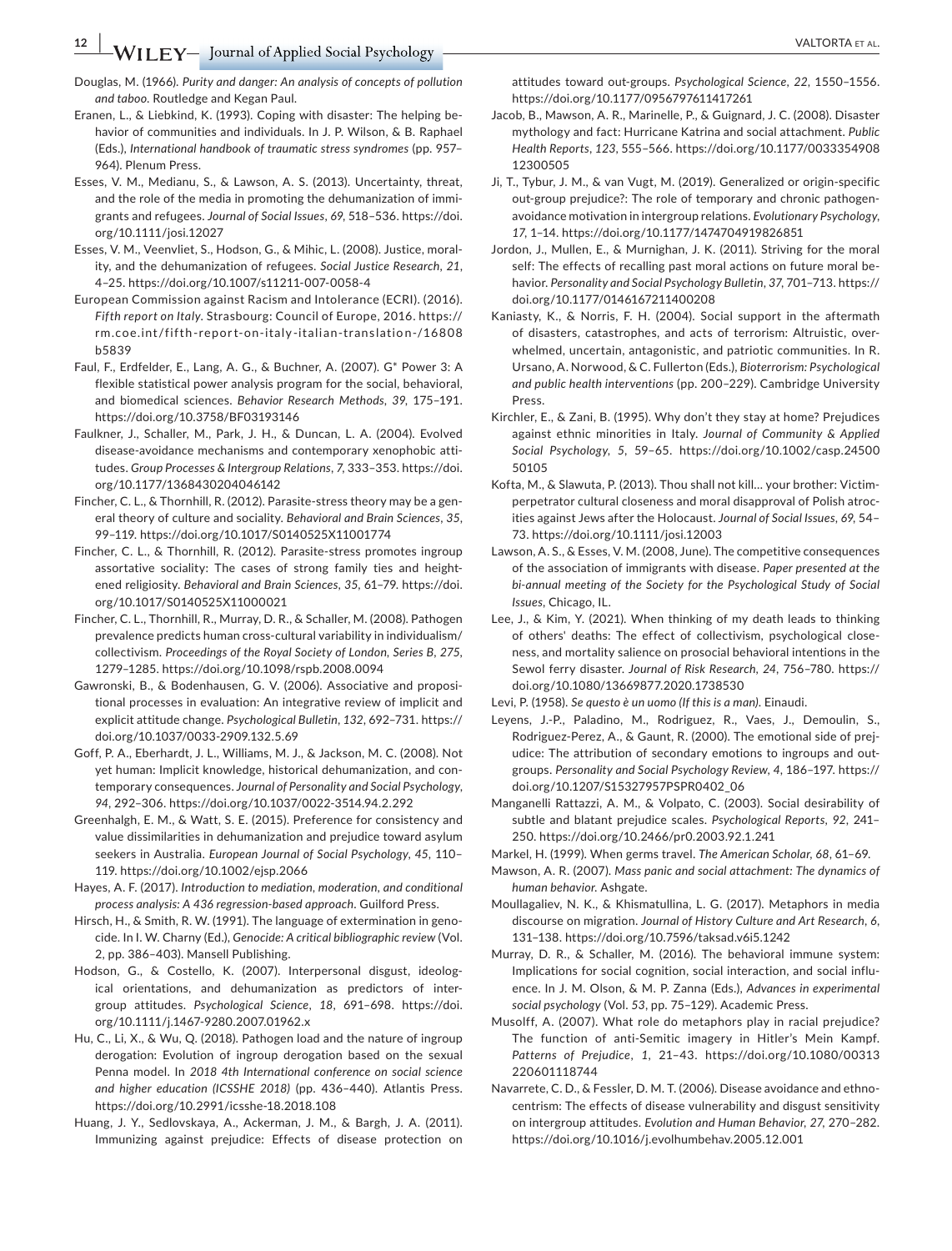Douglas, M. (1966). *Purity and danger: An analysis of concepts of pollution and taboo*. Routledge and Kegan Paul.

Eranen, L., & Liebkind, K. (1993). Coping with disaster: The helping behavior of communities and individuals. In J. P. Wilson, & B. Raphael (Eds.), *International handbook of traumatic stress syndromes* (pp. 957–964). Plenum Press.

Esses, V. M., Medianu, S., & Lawson, A. S. (2013). Uncertainty, threat, and the role of the media in promoting the dehumanization of immigrants and refugees. *Journal of Social Issues*, *69*, 518–536. https://doi.org/10.1111/josi.12027

Esses, V. M., Veenvliet, S., Hodson, G., & Mihic, L. (2008). Justice, morality, and the dehumanization of refugees. *Social Justice Research*, *21*, 4–25. https://doi.org/10.1007/s11211-007-0058-4

European Commission against Racism and Intolerance (ECRI). (2016). *Fifth report on Italy*. Strasbourg: Council of Europe, 2016. https://rm.coe.int/fifth-report-on-italy-italian-translation-/16808b5839

Faul, F., Erdfelder, E., Lang, A. G., & Buchner, A. (2007). G* Power 3: A flexible statistical power analysis program for the social, behavioral, and biomedical sciences. *Behavior Research Methods*, *39*, 175–191. https://doi.org/10.3758/BF03193146

Faulkner, J., Schaller, M., Park, J. H., & Duncan, L. A. (2004). Evolved disease-avoidance mechanisms and contemporary xenophobic attitudes. *Group Processes & Intergroup Relations*, *7*, 333–353. https://doi.org/10.1177/1368430204046142

Fincher, C. L., & Thornhill, R. (2012). Parasite-stress theory may be a general theory of culture and sociality. *Behavioral and Brain Sciences*, *35*, 99–119. https://doi.org/10.1017/S0140525X11001774

Fincher, C. L., & Thornhill, R. (2012). Parasite-stress promotes ingroup assortative sociality: The cases of strong family ties and heightened religiosity. *Behavioral and Brain Sciences*, *35*, 61–79. https://doi.org/10.1017/S0140525X11000021

Fincher, C. L., Thornhill, R., Murray, D. R., & Schaller, M. (2008). Pathogen prevalence predicts human cross-cultural variability in individualism/collectivism. *Proceedings of the Royal Society of London, Series B*, *275*, 1279–1285. https://doi.org/10.1098/rspb.2008.0094

Gawronski, B., & Bodenhausen, G. V. (2006). Associative and propositional processes in evaluation: An integrative review of implicit and explicit attitude change. *Psychological Bulletin*, *132*, 692–731. https://doi.org/10.1037/0033-2909.132.5.69

Goff, P. A., Eberhardt, J. L., Williams, M. J., & Jackson, M. C. (2008). Not yet human: Implicit knowledge, historical dehumanization, and contemporary consequences. *Journal of Personality and Social Psychology*, *94*, 292–306. https://doi.org/10.1037/0022-3514.94.2.292

Greenhalgh, E. M., & Watt, S. E. (2015). Preference for consistency and value dissimilarities in dehumanization and prejudice toward asylum seekers in Australia. *European Journal of Social Psychology*, *45*, 110–119. https://doi.org/10.1002/ejsp.2066

Hayes, A. F. (2017). *Introduction to mediation, moderation, and conditional process analysis: A 436 regression-based approach*. Guilford Press.

Hirsch, H., & Smith, R. W. (1991). The language of extermination in genocide. In I. W. Charny (Ed.), *Genocide: A critical bibliographic review* (Vol. 2, pp. 386–403). Mansell Publishing.

Hodson, G., & Costello, K. (2007). Interpersonal disgust, ideological orientations, and dehumanization as predictors of intergroup attitudes. *Psychological Science*, *18*, 691–698. https://doi.org/10.1111/j.1467-9280.2007.01962.x

Hu, C., Li, X., & Wu, Q. (2018). Pathogen load and the nature of ingroup derogation: Evolution of ingroup derogation based on the sexual Penna model. In *2018 4th International conference on social science and higher education (ICSSHE 2018)* (pp. 436–440). Atlantis Press. https://doi.org/10.2991/icsshe-18.2018.108

Huang, J. Y., Sedlovskaya, A., Ackerman, J. M., & Bargh, J. A. (2011). Immunizing against prejudice: Effects of disease protection on attitudes toward out-groups. *Psychological Science*, *22*, 1550–1556. https://doi.org/10.1177/0956797611417261

Jacob, B., Mawson, A. R., Marinelle, P., & Guignard, J. C. (2008). Disaster mythology and fact: Hurricane Katrina and social attachment. *Public Health Reports*, *123*, 555–566. https://doi.org/10.1177/003335490812300505

Ji, T., Tybur, J. M., & van Vugt, M. (2019). Generalized or origin-specific out-group prejudice?: The role of temporary and chronic pathogen-avoidance motivation in intergroup relations. *Evolutionary Psychology*, *17*, 1–14. https://doi.org/10.1177/1474704919826851

Jordon, J., Mullen, E., & Murnighan, J. K. (2011). Striving for the moral self: The effects of recalling past moral actions on future moral behavior. *Personality and Social Psychology Bulletin*, *37*, 701–713. https://doi.org/10.1177/0146167211400208

Kaniasty, K., & Norris, F. H. (2004). Social support in the aftermath of disasters, catastrophes, and acts of terrorism: Altruistic, overwhelmed, uncertain, antagonistic, and patriotic communities. In R. Ursano, A. Norwood, & C. Fullerton (Eds.), *Bioterrorism: Psychological and public health interventions* (pp. 200–229). Cambridge University Press.

Kirchler, E., & Zani, B. (1995). Why don't they stay at home? Prejudices against ethnic minorities in Italy. *Journal of Community & Applied Social Psychology*, *5*, 59–65. https://doi.org/10.1002/casp.2450050105

Kofta, M., & Slawuta, P. (2013). Thou shall not kill… your brother: Victim-perpetrator cultural closeness and moral disapproval of Polish atrocities against Jews after the Holocaust. *Journal of Social Issues*, *69*, 54–73. https://doi.org/10.1111/josi.12003

Lawson, A. S., & Esses, V. M. (2008, June). The competitive consequences of the association of immigrants with disease. *Paper presented at the bi-annual meeting of the Society for the Psychological Study of Social Issues*, Chicago, IL.

Lee, J., & Kim, Y. (2021). When thinking of my death leads to thinking of others' deaths: The effect of collectivism, psychological closeness, and mortality salience on prosocial behavioral intentions in the Sewol ferry disaster. *Journal of Risk Research*, *24*, 756–780. https://doi.org/10.1080/13669877.2020.1738530

Levi, P. (1958). *Se questo è un uomo (If this is a man)*. Einaudi.

Leyens, J.-P., Paladino, M., Rodriguez, R., Vaes, J., Demoulin, S., Rodriguez-Perez, A., & Gaunt, R. (2000). The emotional side of prejudice: The attribution of secondary emotions to ingroups and outgroups. *Personality and Social Psychology Review*, *4*, 186–197. https://doi.org/10.1207/S15327957PSPR0402_06

Manganelli Rattazzi, A. M., & Volpato, C. (2003). Social desirability of subtle and blatant prejudice scales. *Psychological Reports*, *92*, 241–250. https://doi.org/10.2466/pr0.2003.92.1.241

Markel, H. (1999). When germs travel. *The American Scholar*, *68*, 61–69.

Mawson, A. R. (2007). *Mass panic and social attachment: The dynamics of human behavior*. Ashgate.

Moullagaliev, N. K., & Khismatullina, L. G. (2017). Metaphors in media discourse on migration. *Journal of History Culture and Art Research*, *6*, 131–138. https://doi.org/10.7596/taksad.v6i5.1242

Murray, D. R., & Schaller, M. (2016). The behavioral immune system: Implications for social cognition, social interaction, and social influence. In J. M. Olson, & M. P. Zanna (Eds.), *Advances in experimental social psychology* (Vol. *53*, pp. 75–129). Academic Press.

Musolff, A. (2007). What role do metaphors play in racial prejudice? The function of anti-Semitic imagery in Hitler's Mein Kampf. *Patterns of Prejudice*, *1*, 21–43. https://doi.org/10.1080/00313220601118744

Navarrete, C. D., & Fessler, D. M. T. (2006). Disease avoidance and ethnocentrism: The effects of disease vulnerability and disgust sensitivity on intergroup attitudes. *Evolution and Human Behavior*, *27*, 270–282. https://doi.org/10.1016/j.evolhumbehav.2005.12.001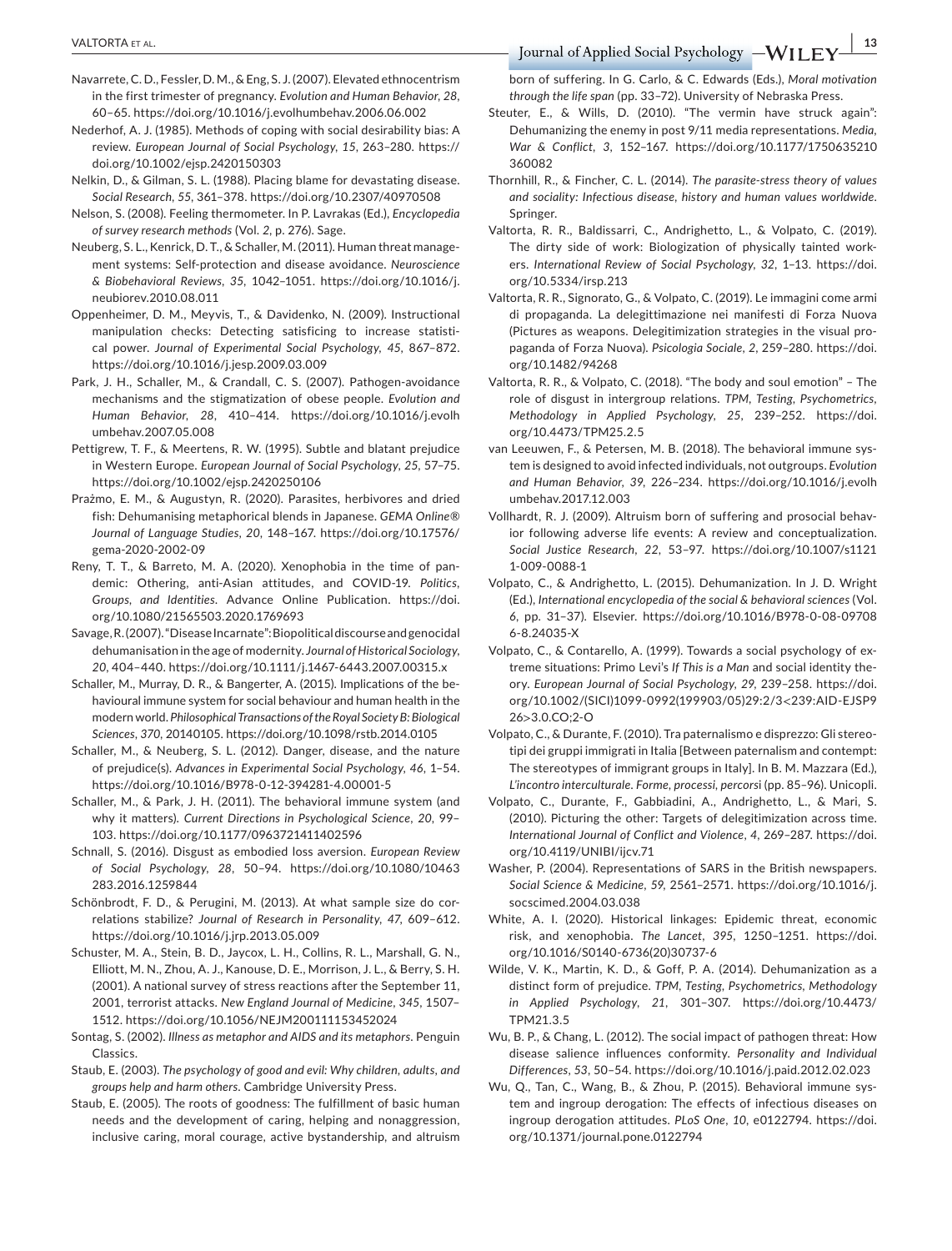Navarrete, C. D., Fessler, D. M., & Eng, S. J. (2007). Elevated ethnocentrism in the first trimester of pregnancy. *Evolution and Human Behavior*, *28*, 60–65. https://doi.org/10.1016/j.evolhumbehav.2006.06.002

Nederhof, A. J. (1985). Methods of coping with social desirability bias: A review. *European Journal of Social Psychology*, *15*, 263–280. https://doi.org/10.1002/ejsp.2420150303

Nelkin, D., & Gilman, S. L. (1988). Placing blame for devastating disease. *Social Research*, *55*, 361–378. https://doi.org/10.2307/40970508

Nelson, S. (2008). Feeling thermometer. In P. Lavrakas (Ed.), *Encyclopedia of survey research methods* (Vol. *2*, p. 276). Sage.

Neuberg, S. L., Kenrick, D. T., & Schaller, M. (2011). Human threat management systems: Self-protection and disease avoidance. *Neuroscience & Biobehavioral Reviews*, *35*, 1042–1051. https://doi.org/10.1016/j.neubiorev.2010.08.011

Oppenheimer, D. M., Meyvis, T., & Davidenko, N. (2009). Instructional manipulation checks: Detecting satisficing to increase statistical power. *Journal of Experimental Social Psychology*, *45*, 867–872. https://doi.org/10.1016/j.jesp.2009.03.009

Park, J. H., Schaller, M., & Crandall, C. S. (2007). Pathogen-avoidance mechanisms and the stigmatization of obese people. *Evolution and Human Behavior*, *28*, 410–414. https://doi.org/10.1016/j.evolhumbehav.2007.05.008

Pettigrew, T. F., & Meertens, R. W. (1995). Subtle and blatant prejudice in Western Europe. *European Journal of Social Psychology*, *25*, 57–75. https://doi.org/10.1002/ejsp.2420250106

Prażmo, E. M., & Augustyn, R. (2020). Parasites, herbivores and dried fish: Dehumanising metaphorical blends in Japanese. *GEMA Online® Journal of Language Studies*, *20*, 148–167. https://doi.org/10.17576/gema-2020-2002-09

Reny, T. T., & Barreto, M. A. (2020). Xenophobia in the time of pandemic: Othering, anti-Asian attitudes, and COVID-19. *Politics, Groups, and Identities*. Advance Online Publication. https://doi.org/10.1080/21565503.2020.1769693

Savage, R. (2007). "Disease Incarnate": Biopolitical discourse and genocidal dehumanisation in the age of modernity. *Journal of Historical Sociology*, *20*, 404–440. https://doi.org/10.1111/j.1467-6443.2007.00315.x

Schaller, M., Murray, D. R., & Bangerter, A. (2015). Implications of the behavioural immune system for social behaviour and human health in the modern world. *Philosophical Transactions of the Royal Society B: Biological Sciences*, *370*, 20140105. https://doi.org/10.1098/rstb.2014.0105

Schaller, M., & Neuberg, S. L. (2012). Danger, disease, and the nature of prejudice(s). *Advances in Experimental Social Psychology*, *46*, 1–54. https://doi.org/10.1016/B978-0-12-394281-4.00001-5

Schaller, M., & Park, J. H. (2011). The behavioral immune system (and why it matters). *Current Directions in Psychological Science*, *20*, 99–103. https://doi.org/10.1177/0963721411402596

Schnall, S. (2016). Disgust as embodied loss aversion. *European Review of Social Psychology*, *28*, 50–94. https://doi.org/10.1080/10463283.2016.1259844

Schönbrodt, F. D., & Perugini, M. (2013). At what sample size do correlations stabilize? *Journal of Research in Personality*, *47*, 609–612. https://doi.org/10.1016/j.jrp.2013.05.009

Schuster, M. A., Stein, B. D., Jaycox, L. H., Collins, R. L., Marshall, G. N., Elliott, M. N., Zhou, A. J., Kanouse, D. E., Morrison, J. L., & Berry, S. H. (2001). A national survey of stress reactions after the September 11, 2001, terrorist attacks. *New England Journal of Medicine*, *345*, 1507–1512. https://doi.org/10.1056/NEJM200111153452024

Sontag, S. (2002). *Illness as metaphor and AIDS and its metaphors*. Penguin Classics.

Staub, E. (2003). *The psychology of good and evil: Why children, adults, and groups help and harm others*. Cambridge University Press.

Staub, E. (2005). The roots of goodness: The fulfillment of basic human needs and the development of caring, helping and nonaggression, inclusive caring, moral courage, active bystandership, and altruism born of suffering. In G. Carlo, & C. Edwards (Eds.), *Moral motivation through the life span* (pp. 33–72). University of Nebraska Press.

Steuter, E., & Wills, D. (2010). "The vermin have struck again": Dehumanizing the enemy in post 9/11 media representations. *Media, War & Conflict*, *3*, 152–167. https://doi.org/10.1177/1750635210360082

Thornhill, R., & Fincher, C. L. (2014). *The parasite-stress theory of values and sociality: Infectious disease, history and human values worldwide*. Springer.

Valtorta, R. R., Baldissarri, C., Andrighetto, L., & Volpato, C. (2019). The dirty side of work: Biologization of physically tainted workers. *International Review of Social Psychology*, *32*, 1–13. https://doi.org/10.5334/irsp.213

Valtorta, R. R., Signorato, G., & Volpato, C. (2019). Le immagini come armi di propaganda. La delegittimazione nei manifesti di Forza Nuova (Pictures as weapons. Delegitimization strategies in the visual propaganda of Forza Nuova). *Psicologia Sociale*, *2*, 259–280. https://doi.org/10.1482/94268

Valtorta, R. R., & Volpato, C. (2018). "The body and soul emotion" – The role of disgust in intergroup relations. *TPM, Testing, Psychometrics, Methodology in Applied Psychology*, *25*, 239–252. https://doi.org/10.4473/TPM25.2.5

van Leeuwen, F., & Petersen, M. B. (2018). The behavioral immune system is designed to avoid infected individuals, not outgroups. *Evolution and Human Behavior*, *39*, 226–234. https://doi.org/10.1016/j.evolhumbehav.2017.12.003

Vollhardt, R. J. (2009). Altruism born of suffering and prosocial behavior following adverse life events: A review and conceptualization. *Social Justice Research*, *22*, 53–97. https://doi.org/10.1007/s11211-009-0088-1

Volpato, C., & Andrighetto, L. (2015). Dehumanization. In J. D. Wright (Ed.), *International encyclopedia of the social & behavioral sciences* (Vol. *6*, pp. 31–37). Elsevier. https://doi.org/10.1016/B978-0-08-097086-8.24035-X

Volpato, C., & Contarello, A. (1999). Towards a social psychology of extreme situations: Primo Levi's *If This is a Man* and social identity theory. *European Journal of Social Psychology*, *29*, 239–258. https://doi.org/10.1002/(SICI)1099-0992(199903/05)29:2/3<239:AID-EJSP926>3.0.CO;2-O

Volpato, C., & Durante, F. (2010). Tra paternalismo e disprezzo: Gli stereotipi dei gruppi immigrati in Italia [Between paternalism and contempt: The stereotypes of immigrant groups in Italy]. In B. M. Mazzara (Ed.), *L'incontro interculturale. Forme, processi, percorsi* (pp. 85–96). Unicopli.

Volpato, C., Durante, F., Gabbiadini, A., Andrighetto, L., & Mari, S. (2010). Picturing the other: Targets of delegitimization across time. *International Journal of Conflict and Violence*, *4*, 269–287. https://doi.org/10.4119/UNIBI/ijcv.71

Washer, P. (2004). Representations of SARS in the British newspapers. *Social Science & Medicine*, *59*, 2561–2571. https://doi.org/10.1016/j.socscimed.2004.03.038

White, A. I. (2020). Historical linkages: Epidemic threat, economic risk, and xenophobia. *The Lancet*, *395*, 1250–1251. https://doi.org/10.1016/S0140-6736(20)30737-6

Wilde, V. K., Martin, K. D., & Goff, P. A. (2014). Dehumanization as a distinct form of prejudice. *TPM, Testing, Psychometrics, Methodology in Applied Psychology*, *21*, 301–307. https://doi.org/10.4473/TPM21.3.5

Wu, B. P., & Chang, L. (2012). The social impact of pathogen threat: How disease salience influences conformity. *Personality and Individual Differences*, *53*, 50–54. https://doi.org/10.1016/j.paid.2012.02.023

Wu, Q., Tan, C., Wang, B., & Zhou, P. (2015). Behavioral immune system and ingroup derogation: The effects of infectious diseases on ingroup derogation attitudes. *PLoS One*, *10*, e0122794. https://doi.org/10.1371/journal.pone.0122794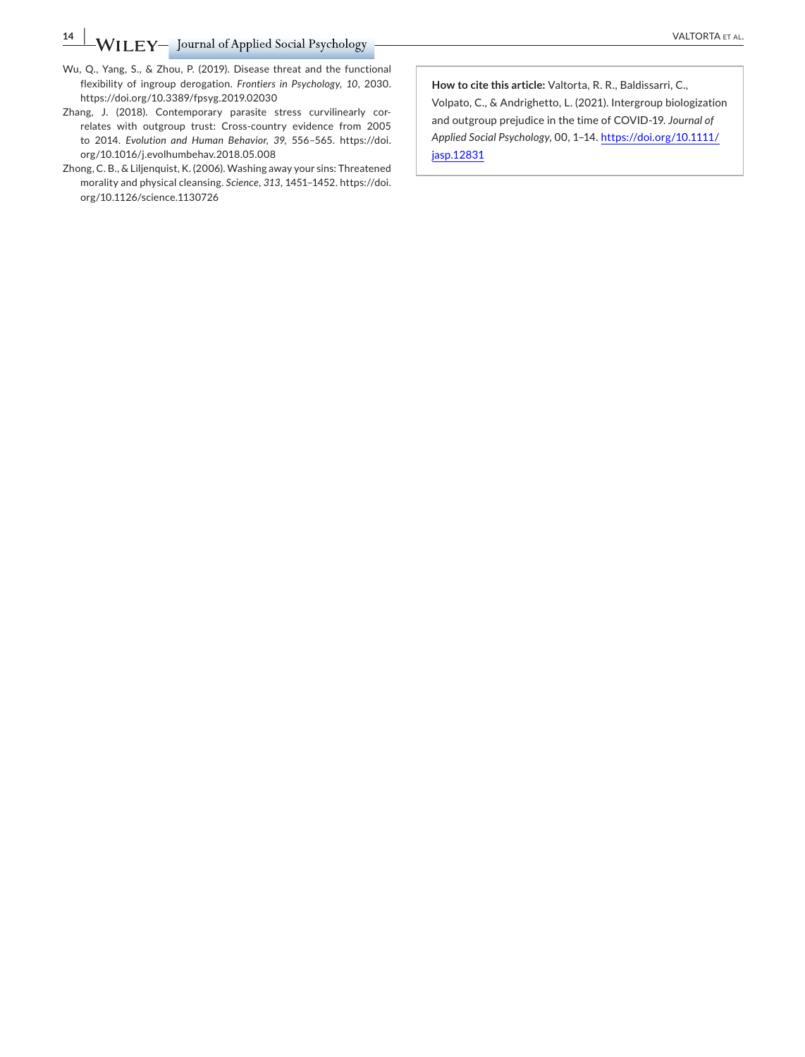Wu, Q., Yang, S., & Zhou, P. (2019). Disease threat and the functional flexibility of ingroup derogation. *Frontiers in Psychology*, *10*, 2030. https://doi.org/10.3389/fpsyg.2019.02030

Zhang, J. (2018). Contemporary parasite stress curvilinearly correlates with outgroup trust: Cross-country evidence from 2005 to 2014. *Evolution and Human Behavior*, *39*, 556–565. https://doi.org/10.1016/j.evolhumbehav.2018.05.008

Zhong, C. B., & Liljenquist, K. (2006). Washing away your sins: Threatened morality and physical cleansing. *Science*, *313*, 1451–1452. https://doi.org/10.1126/science.1130726

**How to cite this article:** Valtorta, R. R., Baldissarri, C., Volpato, C., & Andrighetto, L. (2021). Intergroup biologization and outgroup prejudice in the time of COVID-19. *Journal of Applied Social Psychology*, 00, 1–14. https://doi.org/10.1111/jasp.12831